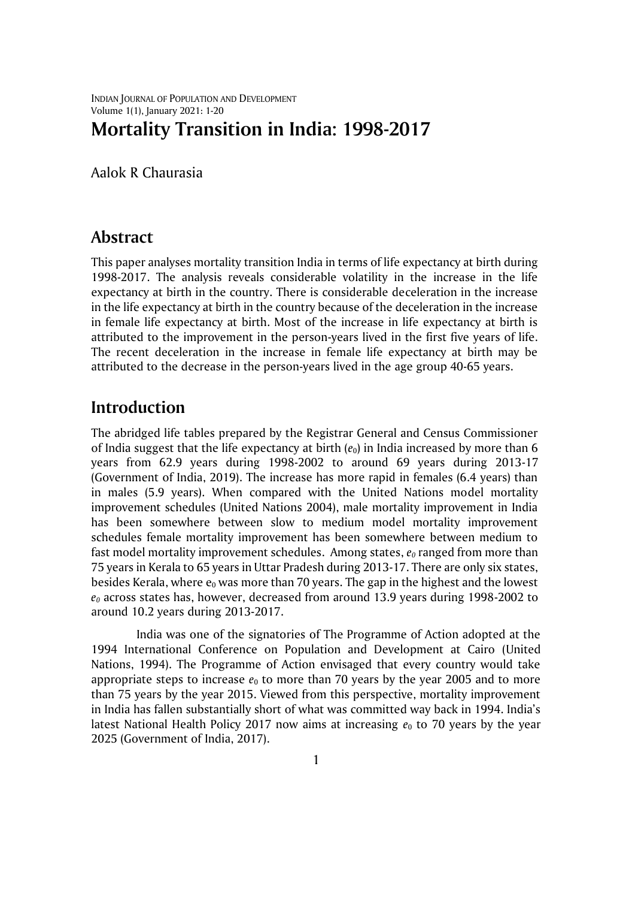# Mortality Transition in India: 1998-2017

Aalok R Chaurasia

## Abstract

This paper analyses mortality transition India in terms of life expectancy at birth during 1998-2017. The analysis reveals considerable volatility in the increase in the life expectancy at birth in the country. There is considerable deceleration in the increase in the life expectancy at birth in the country because of the deceleration in the increase in female life expectancy at birth. Most of the increase in life expectancy at birth is attributed to the improvement in the person-years lived in the first five years of life. The recent deceleration in the increase in female life expectancy at birth may be attributed to the decrease in the person-years lived in the age group 40-65 years.

## Introduction

The abridged life tables prepared by the Registrar General and Census Commissioner of India suggest that the life expectancy at birth ($e_0$) in India increased by more than 6 years from 62.9 years during 1998-2002 to around 69 years during 2013-17 (Government of India, 2019). The increase has more rapid in females (6.4 years) than in males (5.9 years). When compared with the United Nations model mortality improvement schedules (United Nations 2004), male mortality improvement in India has been somewhere between slow to medium model mortality improvement schedules female mortality improvement has been somewhere between medium to fast model mortality improvement schedules. Among states, $e_0$ ranged from more than 75 years in Kerala to 65 years in Uttar Pradesh during 2013-17. There are only six states, besides Kerala, where $e_0$ was more than 70 years. The gap in the highest and the lowest $e_0$ across states has, however, decreased from around 13.9 years during 1998-2002 to around 10.2 years during 2013-2017.

India was one of the signatories of The Programme of Action adopted at the 1994 International Conference on Population and Development at Cairo (United Nations, 1994). The Programme of Action envisaged that every country would take appropriate steps to increase $e_0$ to more than 70 years by the year 2005 and to more than 75 years by the year 2015. Viewed from this perspective, mortality improvement in India has fallen substantially short of what was committed way back in 1994. India's latest National Health Policy 2017 now aims at increasing $e_0$ to 70 years by the year 2025 (Government of India, 2017).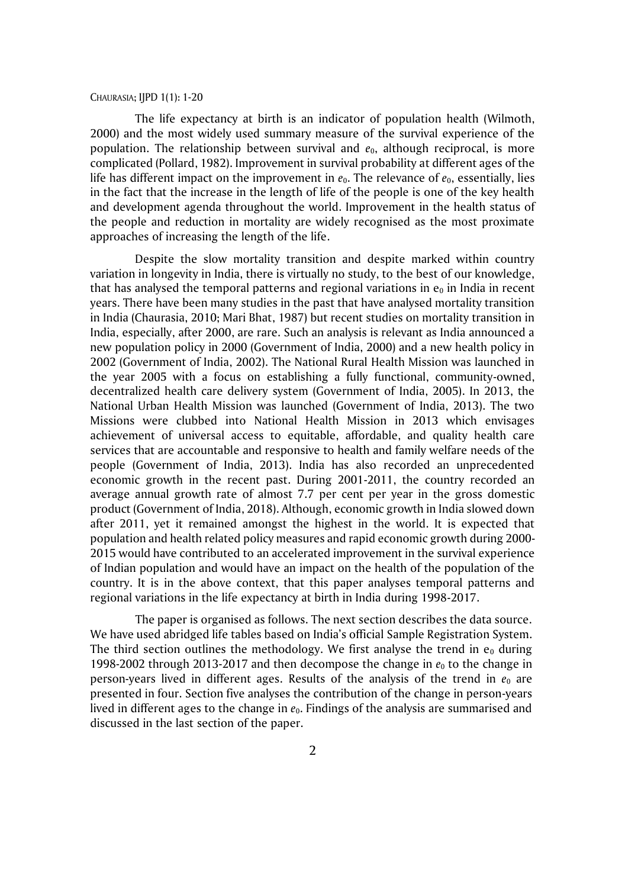The life expectancy at birth is an indicator of population health (Wilmoth, 2000) and the most widely used summary measure of the survival experience of the population. The relationship between survival and $e_0$, although reciprocal, is more complicated (Pollard, 1982). Improvement in survival probability at different ages of the life has different impact on the improvement in $e_0$. The relevance of $e_0$, essentially, lies in the fact that the increase in the length of life of the people is one of the key health and development agenda throughout the world. Improvement in the health status of the people and reduction in mortality are widely recognised as the most proximate approaches of increasing the length of the life.

Despite the slow mortality transition and despite marked within country variation in longevity in India, there is virtually no study, to the best of our knowledge, that has analysed the temporal patterns and regional variations in $e_0$ in India in recent years. There have been many studies in the past that have analysed mortality transition in India (Chaurasia, 2010; Mari Bhat, 1987) but recent studies on mortality transition in India, especially, after 2000, are rare. Such an analysis is relevant as India announced a new population policy in 2000 (Government of India, 2000) and a new health policy in 2002 (Government of India, 2002). The National Rural Health Mission was launched in the year 2005 with a focus on establishing a fully functional, community-owned, decentralized health care delivery system (Government of India, 2005). In 2013, the National Urban Health Mission was launched (Government of India, 2013). The two Missions were clubbed into National Health Mission in 2013 which envisages achievement of universal access to equitable, affordable, and quality health care services that are accountable and responsive to health and family welfare needs of the people (Government of India, 2013). India has also recorded an unprecedented economic growth in the recent past. During 2001-2011, the country recorded an average annual growth rate of almost 7.7 per cent per year in the gross domestic product (Government of India, 2018). Although, economic growth in India slowed down after 2011, yet it remained amongst the highest in the world. It is expected that population and health related policy measures and rapid economic growth during 2000-2015 would have contributed to an accelerated improvement in the survival experience of Indian population and would have an impact on the health of the population of the country. It is in the above context, that this paper analyses temporal patterns and regional variations in the life expectancy at birth in India during 1998-2017.

The paper is organised as follows. The next section describes the data source. We have used abridged life tables based on India's official Sample Registration System. The third section outlines the methodology. We first analyse the trend in $e_0$ during 1998-2002 through 2013-2017 and then decompose the change in $e_0$ to the change in person-years lived in different ages. Results of the analysis of the trend in $e_0$ are presented in four. Section five analyses the contribution of the change in person-years lived in different ages to the change in $e_0$. Findings of the analysis are summarised and discussed in the last section of the paper.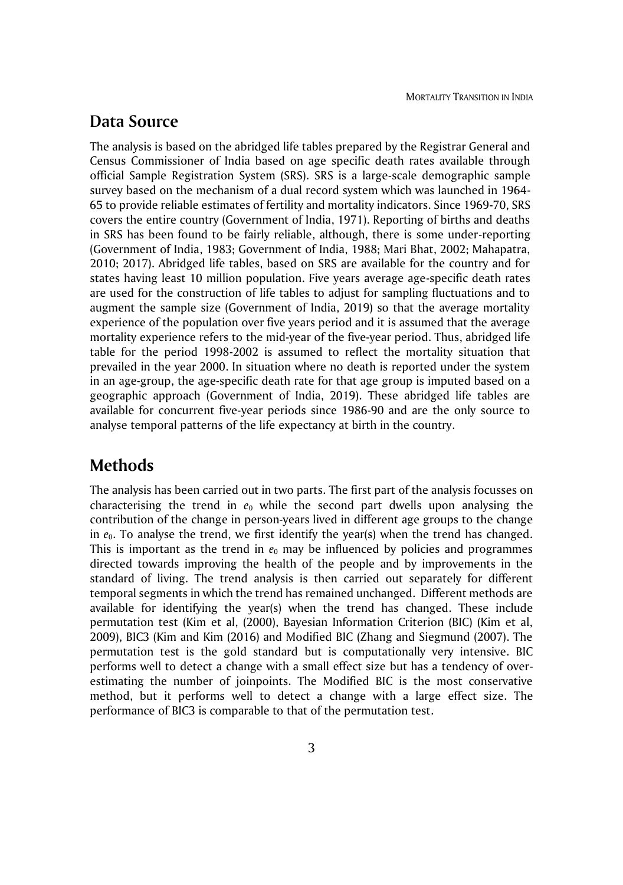## Data Source

The analysis is based on the abridged life tables prepared by the Registrar General and Census Commissioner of India based on age specific death rates available through official Sample Registration System (SRS). SRS is a large-scale demographic sample survey based on the mechanism of a dual record system which was launched in 1964-65 to provide reliable estimates of fertility and mortality indicators. Since 1969-70, SRS covers the entire country (Government of India, 1971). Reporting of births and deaths in SRS has been found to be fairly reliable, although, there is some under-reporting (Government of India, 1983; Government of India, 1988; Mari Bhat, 2002; Mahapatra, 2010; 2017). Abridged life tables, based on SRS are available for the country and for states having least 10 million population. Five years average age-specific death rates are used for the construction of life tables to adjust for sampling fluctuations and to augment the sample size (Government of India, 2019) so that the average mortality experience of the population over five years period and it is assumed that the average mortality experience refers to the mid-year of the five-year period. Thus, abridged life table for the period 1998-2002 is assumed to reflect the mortality situation that prevailed in the year 2000. In situation where no death is reported under the system in an age-group, the age-specific death rate for that age group is imputed based on a geographic approach (Government of India, 2019). These abridged life tables are available for concurrent five-year periods since 1986-90 and are the only source to analyse temporal patterns of the life expectancy at birth in the country.

## Methods

The analysis has been carried out in two parts. The first part of the analysis focusses on characterising the trend in $e_0$ while the second part dwells upon analysing the contribution of the change in person-years lived in different age groups to the change in $e_0$. To analyse the trend, we first identify the year(s) when the trend has changed. This is important as the trend in $e_0$ may be influenced by policies and programmes directed towards improving the health of the people and by improvements in the standard of living. The trend analysis is then carried out separately for different temporal segments in which the trend has remained unchanged. Different methods are available for identifying the year(s) when the trend has changed. These include permutation test (Kim et al, (2000), Bayesian Information Criterion (BIC) (Kim et al, 2009), BIC3 (Kim and Kim (2016) and Modified BIC (Zhang and Siegmund (2007). The permutation test is the gold standard but is computationally very intensive. BIC performs well to detect a change with a small effect size but has a tendency of over-estimating the number of joinpoints. The Modified BIC is the most conservative method, but it performs well to detect a change with a large effect size. The performance of BIC3 is comparable to that of the permutation test.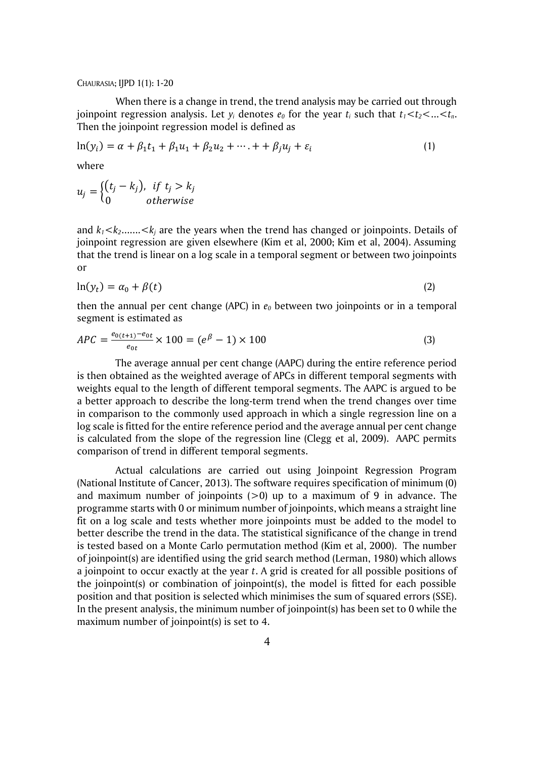When there is a change in trend, the trend analysis may be carried out through joinpoint regression analysis. Let $y_i$ denotes $e_0$ for the year $t_i$ such that $t_1 < t_2 < \ldots < t_n$. Then the joinpoint regression model is defined as

$$\ln(y_i) = \alpha + \beta_1 t_1 + \beta_1 u_1 + \beta_2 u_2 + \cdots . + + \beta_j u_j + \varepsilon_i \tag{1}$$

where

$$u_j = \begin{cases} (t_j - k_j), & if\ t_j > k_j \\ 0 & otherwise \end{cases}$$

and $k_1 < k_2 \ldots\ldots < k_j$ are the years when the trend has changed or joinpoints. Details of joinpoint regression are given elsewhere (Kim et al, 2000; Kim et al, 2004). Assuming that the trend is linear on a log scale in a temporal segment or between two joinpoints or

$$\ln(y_t) = \alpha_0 + \beta(t) \tag{2}$$

then the annual per cent change (APC) in $e_0$ between two joinpoints or in a temporal segment is estimated as

$$APC = \frac{e_{0(t+1)} - e_{0t}}{e_{0t}} \times 100 = (e^{\beta} - 1) \times 100 \tag{3}$$

The average annual per cent change (AAPC) during the entire reference period is then obtained as the weighted average of APCs in different temporal segments with weights equal to the length of different temporal segments. The AAPC is argued to be a better approach to describe the long-term trend when the trend changes over time in comparison to the commonly used approach in which a single regression line on a log scale is fitted for the entire reference period and the average annual per cent change is calculated from the slope of the regression line (Clegg et al, 2009). AAPC permits comparison of trend in different temporal segments.

Actual calculations are carried out using Joinpoint Regression Program (National Institute of Cancer, 2013). The software requires specification of minimum (0) and maximum number of joinpoints (>0) up to a maximum of 9 in advance. The programme starts with 0 or minimum number of joinpoints, which means a straight line fit on a log scale and tests whether more joinpoints must be added to the model to better describe the trend in the data. The statistical significance of the change in trend is tested based on a Monte Carlo permutation method (Kim et al, 2000). The number of joinpoint(s) are identified using the grid search method (Lerman, 1980) which allows a joinpoint to occur exactly at the year $t$. A grid is created for all possible positions of the joinpoint(s) or combination of joinpoint(s), the model is fitted for each possible position and that position is selected which minimises the sum of squared errors (SSE). In the present analysis, the minimum number of joinpoint(s) has been set to 0 while the maximum number of joinpoint(s) is set to 4.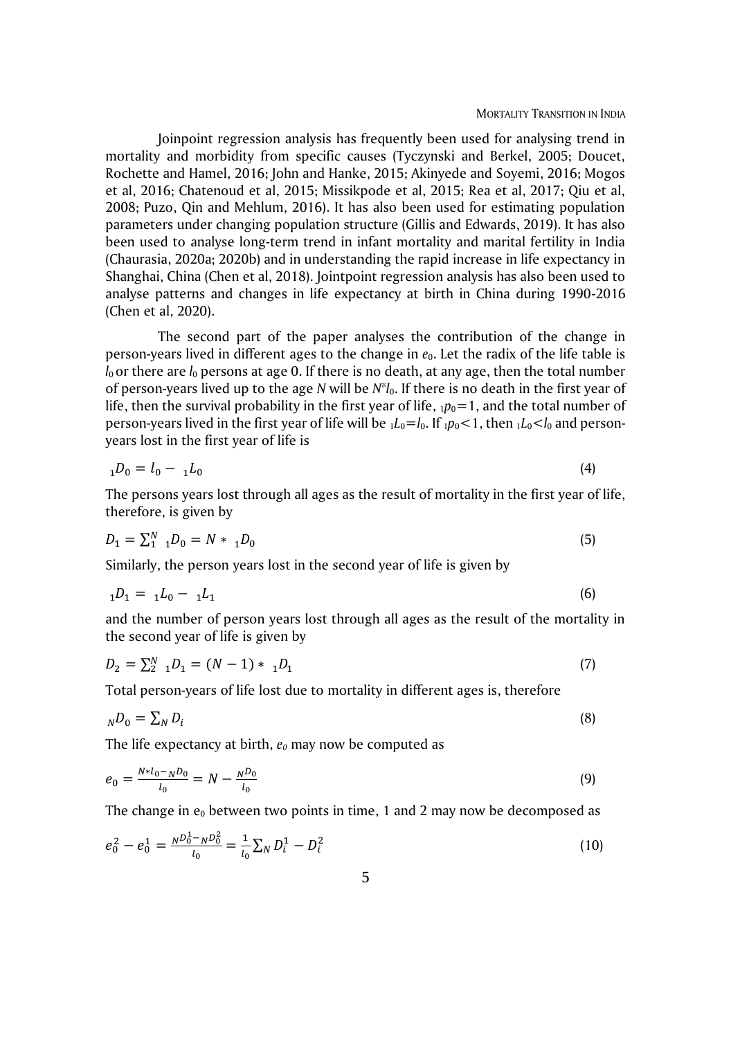Joinpoint regression analysis has frequently been used for analysing trend in mortality and morbidity from specific causes (Tyczynski and Berkel, 2005; Doucet, Rochette and Hamel, 2016; John and Hanke, 2015; Akinyede and Soyemi, 2016; Mogos et al, 2016; Chatenoud et al, 2015; Missikpode et al, 2015; Rea et al, 2017; Qiu et al, 2008; Puzo, Qin and Mehlum, 2016). It has also been used for estimating population parameters under changing population structure (Gillis and Edwards, 2019). It has also been used to analyse long-term trend in infant mortality and marital fertility in India (Chaurasia, 2020a; 2020b) and in understanding the rapid increase in life expectancy in Shanghai, China (Chen et al, 2018). Jointpoint regression analysis has also been used to analyse patterns and changes in life expectancy at birth in China during 1990-2016 (Chen et al, 2020).

The second part of the paper analyses the contribution of the change in person-years lived in different ages to the change in $e_0$. Let the radix of the life table is $l_0$ or there are $l_0$ persons at age 0. If there is no death, at any age, then the total number of person-years lived up to the age $N$ will be $N^*l_0$. If there is no death in the first year of life, then the survival probability in the first year of life, ${}_1p_0=1$, and the total number of person-years lived in the first year of life will be ${}_1L_0=l_0$. If ${}_1p_0<1$, then ${}_1L_0<l_0$ and person-years lost in the first year of life is

$$ {}_1D_0 = l_0 - {}_1L_0 \tag{4}$$

The persons years lost through all ages as the result of mortality in the first year of life, therefore, is given by

$$ D_1 = \sum_1^N {}_1D_0 = N * {}_1D_0 \tag{5}$$

Similarly, the person years lost in the second year of life is given by

$$ {}_1D_1 = {}_1L_0 - {}_1L_1 \tag{6}$$

and the number of person years lost through all ages as the result of the mortality in the second year of life is given by

$$ D_2 = \sum_2^N {}_1D_1 = (N-1) * {}_1D_1 \tag{7}$$

Total person-years of life lost due to mortality in different ages is, therefore

$$ {}_ND_0 = \sum_N D_i \tag{8}$$

The life expectancy at birth, $e_0$ may now be computed as

$$ e_0 = \frac{N*l_0 - {}_ND_0}{l_0} = N - \frac{{}_ND_0}{l_0} \tag{9}$$

The change in $e_0$ between two points in time, 1 and 2 may now be decomposed as

$$ e_0^2 - e_0^1 = \frac{{}_ND_0^1 - {}_ND_0^2}{l_0} = \frac{1}{l_0}\sum_N D_i^1 - D_i^2 \tag{10}$$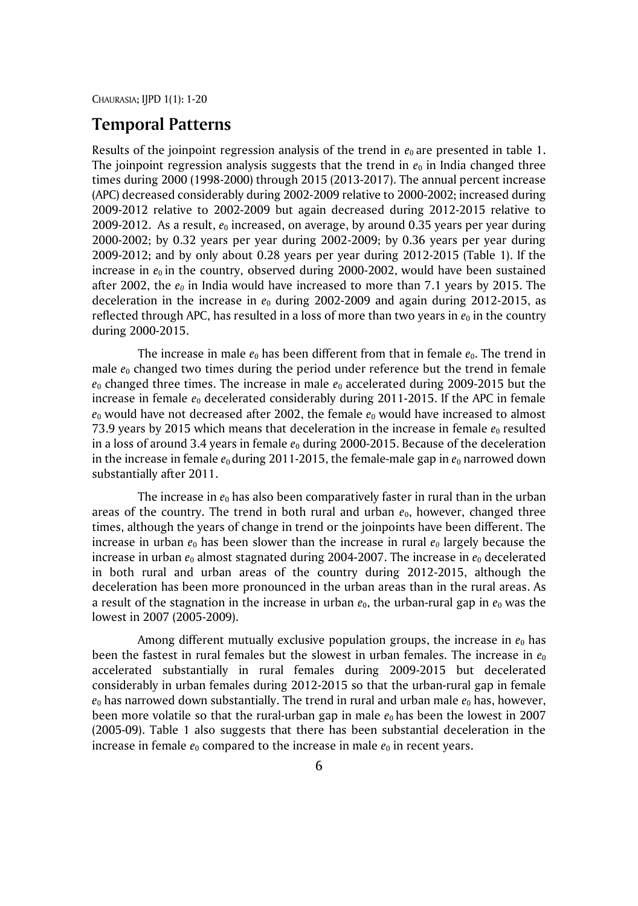## Temporal Patterns

Results of the joinpoint regression analysis of the trend in $e_0$ are presented in table 1. The joinpoint regression analysis suggests that the trend in $e_0$ in India changed three times during 2000 (1998-2000) through 2015 (2013-2017). The annual percent increase (APC) decreased considerably during 2002-2009 relative to 2000-2002; increased during 2009-2012 relative to 2002-2009 but again decreased during 2012-2015 relative to 2009-2012. As a result, $e_0$ increased, on average, by around 0.35 years per year during 2000-2002; by 0.32 years per year during 2002-2009; by 0.36 years per year during 2009-2012; and by only about 0.28 years per year during 2012-2015 (Table 1). If the increase in $e_0$ in the country, observed during 2000-2002, would have been sustained after 2002, the $e_0$ in India would have increased to more than 7.1 years by 2015. The deceleration in the increase in $e_0$ during 2002-2009 and again during 2012-2015, as reflected through APC, has resulted in a loss of more than two years in $e_0$ in the country during 2000-2015.

The increase in male $e_0$ has been different from that in female $e_0$. The trend in male $e_0$ changed two times during the period under reference but the trend in female $e_0$ changed three times. The increase in male $e_0$ accelerated during 2009-2015 but the increase in female $e_0$ decelerated considerably during 2011-2015. If the APC in female $e_0$ would have not decreased after 2002, the female $e_0$ would have increased to almost 73.9 years by 2015 which means that deceleration in the increase in female $e_0$ resulted in a loss of around 3.4 years in female $e_0$ during 2000-2015. Because of the deceleration in the increase in female $e_0$ during 2011-2015, the female-male gap in $e_0$ narrowed down substantially after 2011.

The increase in $e_0$ has also been comparatively faster in rural than in the urban areas of the country. The trend in both rural and urban $e_0$, however, changed three times, although the years of change in trend or the joinpoints have been different. The increase in urban $e_0$ has been slower than the increase in rural $e_0$ largely because the increase in urban $e_0$ almost stagnated during 2004-2007. The increase in $e_0$ decelerated in both rural and urban areas of the country during 2012-2015, although the deceleration has been more pronounced in the urban areas than in the rural areas. As a result of the stagnation in the increase in urban $e_0$, the urban-rural gap in $e_0$ was the lowest in 2007 (2005-2009).

Among different mutually exclusive population groups, the increase in $e_0$ has been the fastest in rural females but the slowest in urban females. The increase in $e_0$ accelerated substantially in rural females during 2009-2015 but decelerated considerably in urban females during 2012-2015 so that the urban-rural gap in female $e_0$ has narrowed down substantially. The trend in rural and urban male $e_0$ has, however, been more volatile so that the rural-urban gap in male $e_0$ has been the lowest in 2007 (2005-09). Table 1 also suggests that there has been substantial deceleration in the increase in female $e_0$ compared to the increase in male $e_0$ in recent years.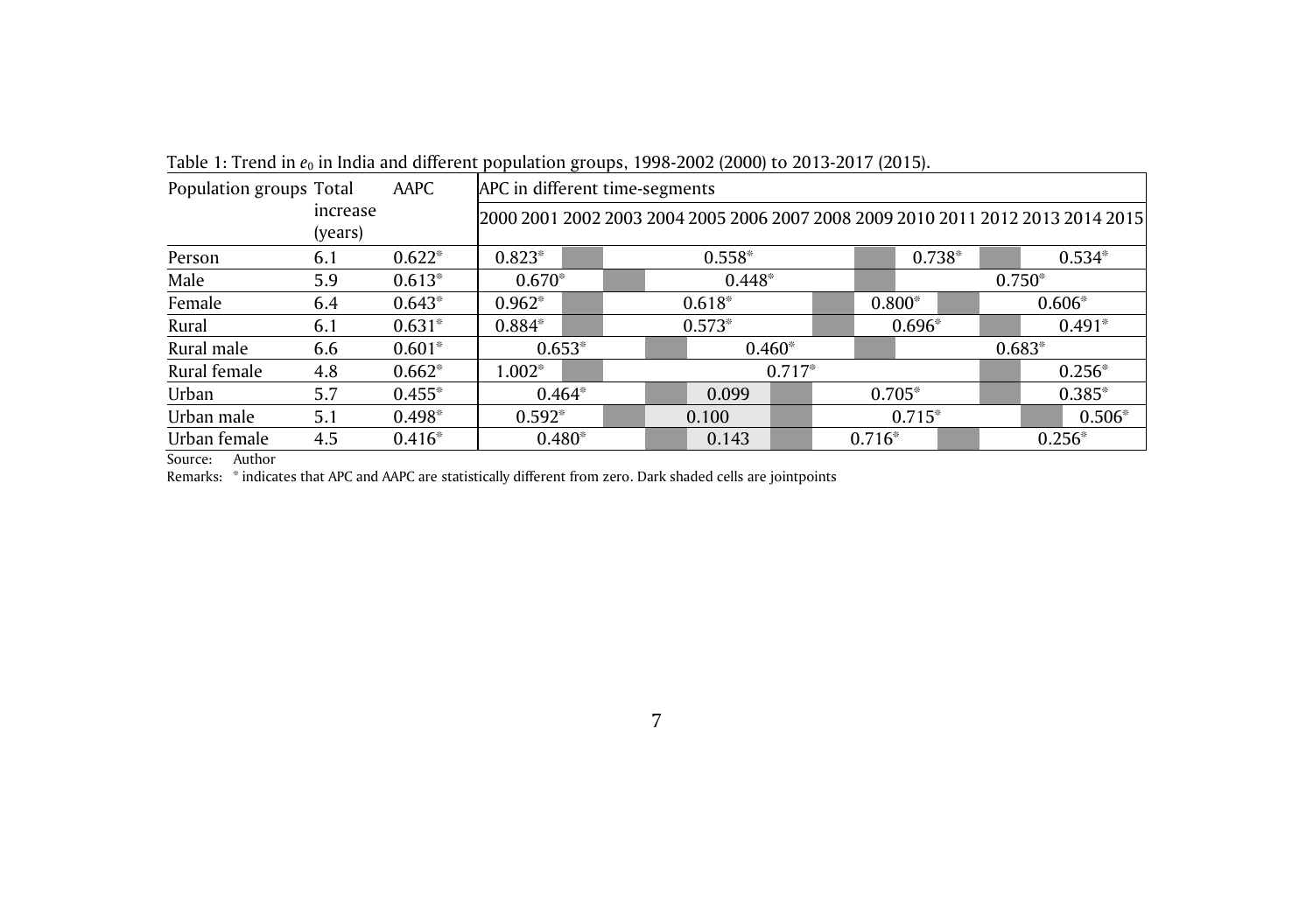Table 1: Trend in $e_0$ in India and different population groups, 1998-2002 (2000) to 2013-2017 (2015).

| Population groups | Total increase (years) | AAPC | APC in different time-segments | | | | | | | | | | | | | | | |
|---|---|---|---|---|---|---|---|---|---|---|---|---|---|---|---|---|---|---|
| | | | 2000 | 2001 | 2002 | 2003 | 2004 | 2005 | 2006 | 2007 | 2008 | 2009 | 2010 | 2011 | 2012 | 2013 | 2014 | 2015 |
| Person | 6.1 | 0.622* | 0.823* | | | | | 0.558* | | | | | 0.738* | | | | 0.534* | |
| Male | 5.9 | 0.613* | | 0.670* | | | | | 0.448* | | | | | | | 0.750* | | |
| Female | 6.4 | 0.643* | 0.962* | | | | | 0.618* | | | | 0.800* | | | | 0.606* | | |
| Rural | 6.1 | 0.631* | 0.884* | | | | | 0.573* | | | | | 0.696* | | | | 0.491* | |
| Rural male | 6.6 | 0.601* | | 0.653* | | | | | | 0.460* | | | | | | 0.683* | | |
| Rural female | 4.8 | 0.662* | 1.002* | | | | | | | 0.717* | | | | | | | 0.256* | |
| Urban | 5.7 | 0.455* | | 0.464* | | | | 0.099 | | | | 0.705* | | | | | 0.385* | |
| Urban male | 5.1 | 0.498* | | 0.592* | | | | 0.100 | | | | | 0.715* | | | | | 0.506* |
| Urban female | 4.5 | 0.416* | | 0.480* | | | | 0.143 | | | | 0.716* | | | | 0.256* | | |

Source: Author

Remarks: * indicates that APC and AAPC are statistically different from zero. Dark shaded cells are jointpoints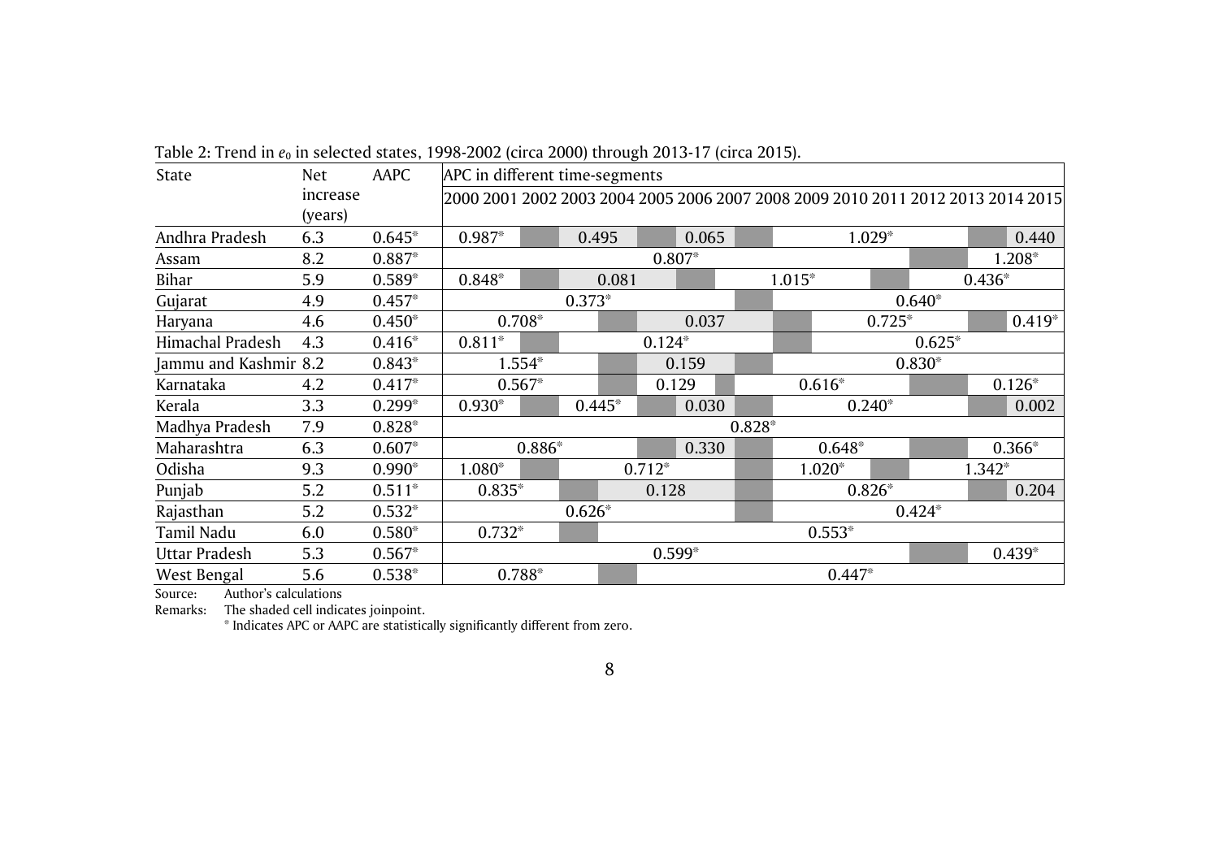Table 2: Trend in $e_0$ in selected states, 1998-2002 (circa 2000) through 2013-17 (circa 2015).

| State | Net increase (years) | AAPC | APC in different time-segments | | | | | | | | | | | | | | | |
|---|---|---|---|---|---|---|---|---|---|---|---|---|---|---|---|---|---|---|
| | | | 2000 | 2001 | 2002 | 2003 | 2004 | 2005 | 2006 | 2007 | 2008 | 2009 | 2010 | 2011 | 2012 | 2013 | 2014 | 2015 |
| Andhra Pradesh | 6.3 | 0.645* | 0.987* | | ▒ | 0.495 | | ▒ | 0.065 | | ▒ | | | 1.029* | | | ▒ | 0.440 |
| Assam | 8.2 | 0.887* | | | | | | | 0.807* | | | | | | | ▒ | 1.208* | |
| Bihar | 5.9 | 0.589* | 0.848* | | ▒ | | 0.081 | | ▒ | | | 1.015* | | | ▒ | | 0.436* | |
| Gujarat | 4.9 | 0.457* | | | | 0.373* | | | | | ▒ | | | | 0.640* | | | |
| Haryana | 4.6 | 0.450* | | 0.708* | | | ▒ | | 0.037 | | | ▒ | | 0.725* | | | ▒ | 0.419* |
| Himachal Pradesh | 4.3 | 0.416* | 0.811* | | ▒ | | | 0.124* | | | | ▒ | | | 0.625* | | | |
| Jammu and Kashmir | 8.2 | 0.843* | | 1.554* | | | ▒ | | 0.159 | | ▒ | | | | 0.830* | | | |
| Karnataka | 4.2 | 0.417* | | 0.567* | | | ▒ | 0.129 | | ▒ | | | 0.616* | | | ▒ | 0.126* | |
| Kerala | 3.3 | 0.299* | 0.930* | | ▒ | 0.445* | | ▒ | 0.030 | | ▒ | | | 0.240* | | | ▒ | 0.002 |
| Madhya Pradesh | 7.9 | 0.828* | | | | | | | | 0.828* | | | | | | | | |
| Maharashtra | 6.3 | 0.607* | | | 0.886* | | | ▒ | 0.330 | | | | 0.648* | | | ▒ | 0.366* | |
| Odisha | 9.3 | 0.990* | 1.080* | | ▒ | | | 0.712* | | | ▒ | | 1.020* | | ▒ | | 1.342* | |
| Punjab | 5.2 | 0.511* | | 0.835* | | ▒ | | 0.128 | | | ▒ | | | 0.826* | | | ▒ | 0.204 |
| Rajasthan | 5.2 | 0.532* | | | | 0.626* | | | | | ▒ | | | | 0.424* | | | |
| Tamil Nadu | 6.0 | 0.580* | | 0.732* | | ▒ | | | | | | 0.553* | | | | | | |
| Uttar Pradesh | 5.3 | 0.567* | | | | | | | 0.599* | | | | | | | ▒ | 0.439* | |
| West Bengal | 5.6 | 0.538* | | 0.788* | | | ▒ | | | | | | 0.447* | | | | | |

Source: Author's calculations

Remarks: The shaded cell indicates joinpoint.

* Indicates APC or AAPC are statistically significantly different from zero.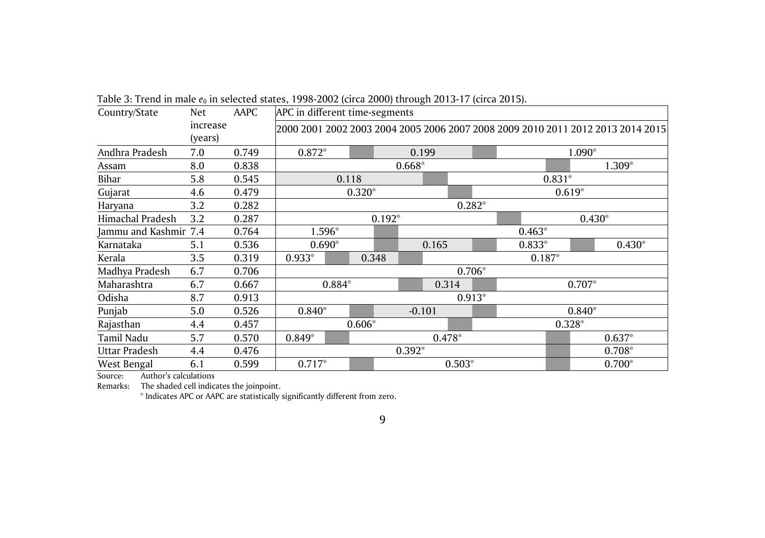Table 3: Trend in male $e_0$ in selected states, 1998-2002 (circa 2000) through 2013-17 (circa 2015).

| Country/State | Net increase (years) | AAPC | APC in different time-segments | | | | | | | | | | | | | | | |
|---|---|---|---|---|---|---|---|---|---|---|---|---|---|---|---|---|---|---|
| | | | 2000 | 2001 | 2002 | 2003 | 2004 | 2005 | 2006 | 2007 | 2008 | 2009 | 2010 | 2011 | 2012 | 2013 | 2014 | 2015 |
| Andhra Pradesh | 7.0 | 0.749 | | 0.872* | | ■ | | 0.199 | | | ■ | | | | 1.090* | | | |
| Assam | 8.0 | 0.838 | | | | | | 0.668* | | | | | | ■ | | | 1.309* | |
| Bihar | 5.8 | 0.545 | | | | 0.118 | | | ■ | | | | | 0.831* | | | | |
| Gujarat | 4.6 | 0.479 | | | | 0.320* | | | | ■ | | | | 0.619* | | | | |
| Haryana | 3.2 | 0.282 | | | | | | | | 0.282* | | | | | | | | |
| Himachal Pradesh | 3.2 | 0.287 | | | | | 0.192* | | | | | ■ | | | 0.430* | | | |
| Jammu and Kashmir | 7.4 | 0.764 | | 1.596* | | | ■ | | | | | | 0.463* | | | | | |
| Karnataka | 5.1 | 0.536 | | 0.690* | | | ■ | | 0.165 | | ■ | | 0.833* | | ■ | | 0.430* | |
| Kerala | 3.5 | 0.319 | 0.933* | | ■ | 0.348 | | ■ | | | | | 0.187* | | | | | |
| Madhya Pradesh | 6.7 | 0.706 | | | | | | | | 0.706* | | | | | | | | |
| Maharashtra | 6.7 | 0.667 | | | 0.884* | | | ■ | 0.314 | | ■ | | | | 0.707* | | | |
| Odisha | 8.7 | 0.913 | | | | | | | | 0.913* | | | | | | | | |
| Punjab | 5.0 | 0.526 | | 0.840* | | ■ | | -0.101 | | | ■ | | | | 0.840* | | | |
| Rajasthan | 4.4 | 0.457 | | | | 0.606* | | | | ■ | | | | 0.328* | | | | |
| Tamil Nadu | 5.7 | 0.570 | 0.849* | | ■ | | | | 0.478* | | | | | ■ | | 0.637* | | |
| Uttar Pradesh | 4.4 | 0.476 | | | | | | 0.392* | | | | | | ■ | | 0.708* | | |
| West Bengal | 6.1 | 0.599 | | 0.717* | | ■ | | | | 0.503* | | | | ■ | | 0.700* | | |

Source: Author's calculations

Remarks: The shaded cell indicates the joinpoint.

\* Indicates APC or AAPC are statistically significantly different from zero.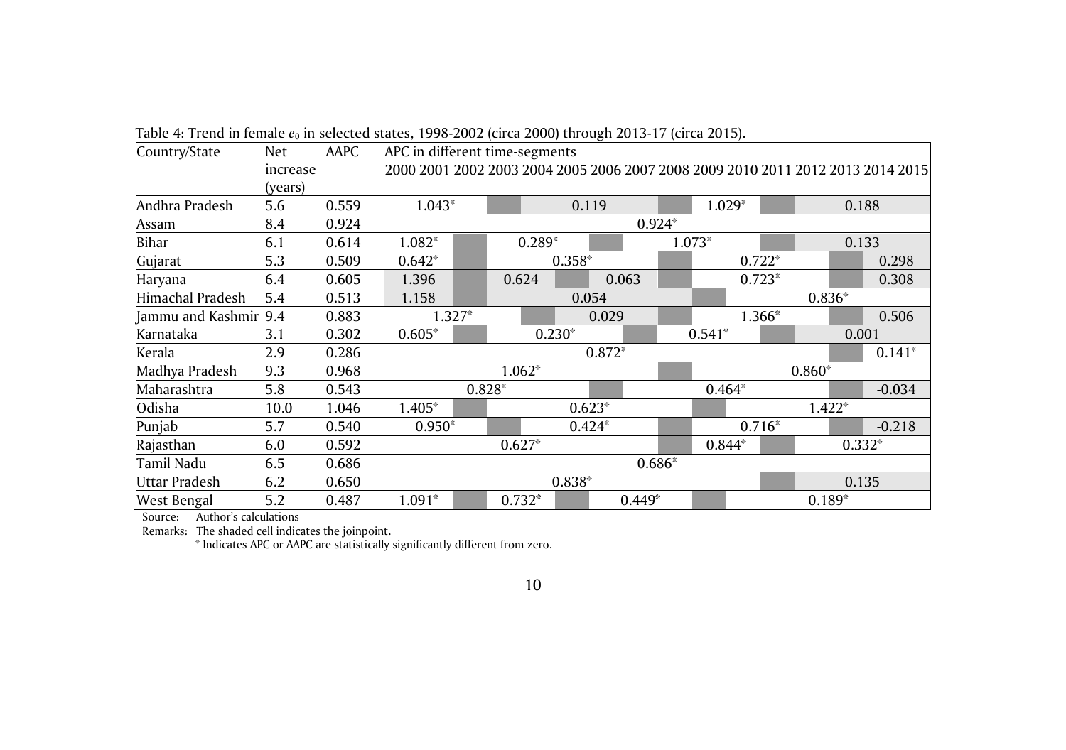Table 4: Trend in female $e_0$ in selected states, 1998-2002 (circa 2000) through 2013-17 (circa 2015).

| Country/State | Net increase (years) | AAPC | APC in different time-segments | | | | | | | | | | | | | | | |
|---|---|---|---|---|---|---|---|---|---|---|---|---|---|---|---|---|---|---|
| | | | 2000 | 2001 | 2002 | 2003 | 2004 | 2005 | 2006 | 2007 | 2008 | 2009 | 2010 | 2011 | 2012 | 2013 | 2014 | 2015 |
| Andhra Pradesh | 5.6 | 0.559 | 1.043* | | ■ | 0.119 | | | | | ■ | 1.029* | | ■ | 0.188 | | | |
| Assam | 8.4 | 0.924 | 0.924* | | | | | | | | | | | | | | | |
| Bihar | 6.1 | 0.614 | 1.082* | | ■ | 0.289* | | | ■ | 1.073* | | | | ■ | 0.133 | | | |
| Gujarat | 5.3 | 0.509 | 0.642* | | ■ | 0.358* | | | | | ■ | 0.722* | | | | ■ | 0.298 | |
| Haryana | 6.4 | 0.605 | 1.396 | | ■ | 0.624 | | ■ | 0.063 | | ■ | 0.723* | | | | ■ | 0.308 | |
| Himachal Pradesh | 5.4 | 0.513 | 1.158 | | ■ | 0.054 | | | | | | ■ | 0.836* | | | | | |
| Jammu and Kashmir | 9.4 | 0.883 | 1.327* | | | | ■ | 0.029 | | | ■ | 1.366* | | | | ■ | 0.506 | |
| Karnataka | 3.1 | 0.302 | 0.605* | | ■ | 0.230* | | | | ■ | 0.541* | | | ■ | 0.001 | | | |
| Kerala | 2.9 | 0.286 | 0.872* | | | | | | | | | | | | | ■ | 0.141* | |
| Madhya Pradesh | 9.3 | 0.968 | 1.062* | | | | | | | | ■ | 0.860* | | | | | | |
| Maharashtra | 5.8 | 0.543 | 0.828* | | | | | | ■ | 0.464* | | | | | | ■ | -0.034 | |
| Odisha | 10.0 | 1.046 | 1.405* | | ■ | 0.623* | | | | | | ■ | 1.422* | | | | | |
| Punjab | 5.7 | 0.540 | 0.950* | | | ■ | 0.424* | | | | ■ | 0.716* | | | | ■ | -0.218 | |
| Rajasthan | 6.0 | 0.592 | 0.627* | | | | | | | | ■ | 0.844* | | ■ | 0.332* | | | |
| Tamil Nadu | 6.5 | 0.686 | 0.686* | | | | | | | | | | | | | | | |
| Uttar Pradesh | 6.2 | 0.650 | 0.838* | | | | | | | | | | | ■ | 0.135 | | | |
| West Bengal | 5.2 | 0.487 | 1.091* | | ■ | 0.732* | | ■ | 0.449* | | | ■ | 0.189* | | | | | |

Source: Author's calculations

Remarks: The shaded cell indicates the joinpoint.

\* Indicates APC or AAPC are statistically significantly different from zero.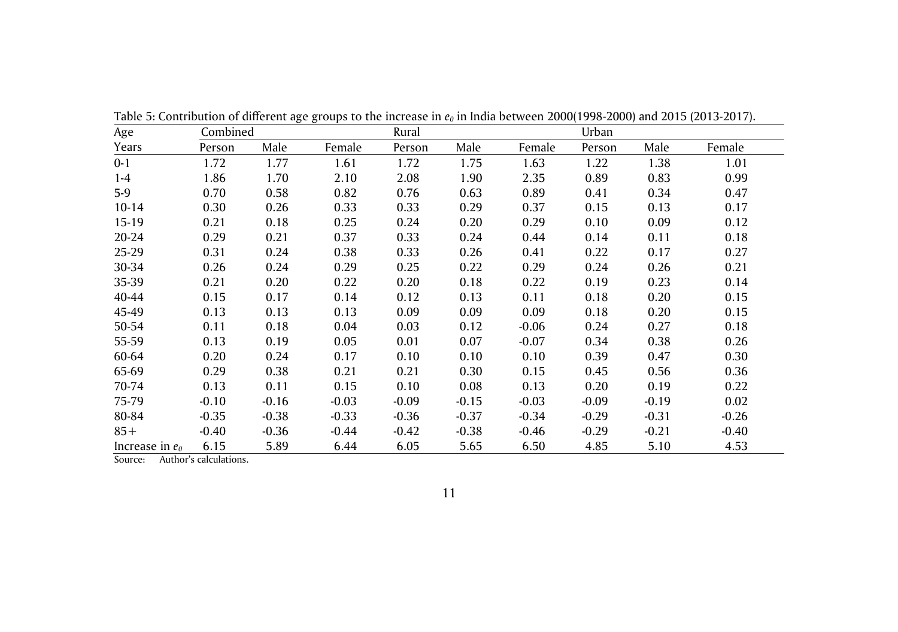Table 5: Contribution of different age groups to the increase in $e_0$ in India between 2000(1998-2000) and 2015 (2013-2017).

| Age | Combined | | | Rural | | | Urban | | |
|---|---|---|---|---|---|---|---|---|---|
| Years | Person | Male | Female | Person | Male | Female | Person | Male | Female |
| 0-1 | 1.72 | 1.77 | 1.61 | 1.72 | 1.75 | 1.63 | 1.22 | 1.38 | 1.01 |
| 1-4 | 1.86 | 1.70 | 2.10 | 2.08 | 1.90 | 2.35 | 0.89 | 0.83 | 0.99 |
| 5-9 | 0.70 | 0.58 | 0.82 | 0.76 | 0.63 | 0.89 | 0.41 | 0.34 | 0.47 |
| 10-14 | 0.30 | 0.26 | 0.33 | 0.33 | 0.29 | 0.37 | 0.15 | 0.13 | 0.17 |
| 15-19 | 0.21 | 0.18 | 0.25 | 0.24 | 0.20 | 0.29 | 0.10 | 0.09 | 0.12 |
| 20-24 | 0.29 | 0.21 | 0.37 | 0.33 | 0.24 | 0.44 | 0.14 | 0.11 | 0.18 |
| 25-29 | 0.31 | 0.24 | 0.38 | 0.33 | 0.26 | 0.41 | 0.22 | 0.17 | 0.27 |
| 30-34 | 0.26 | 0.24 | 0.29 | 0.25 | 0.22 | 0.29 | 0.24 | 0.26 | 0.21 |
| 35-39 | 0.21 | 0.20 | 0.22 | 0.20 | 0.18 | 0.22 | 0.19 | 0.23 | 0.14 |
| 40-44 | 0.15 | 0.17 | 0.14 | 0.12 | 0.13 | 0.11 | 0.18 | 0.20 | 0.15 |
| 45-49 | 0.13 | 0.13 | 0.13 | 0.09 | 0.09 | 0.09 | 0.18 | 0.20 | 0.15 |
| 50-54 | 0.11 | 0.18 | 0.04 | 0.03 | 0.12 | -0.06 | 0.24 | 0.27 | 0.18 |
| 55-59 | 0.13 | 0.19 | 0.05 | 0.01 | 0.07 | -0.07 | 0.34 | 0.38 | 0.26 |
| 60-64 | 0.20 | 0.24 | 0.17 | 0.10 | 0.10 | 0.10 | 0.39 | 0.47 | 0.30 |
| 65-69 | 0.29 | 0.38 | 0.21 | 0.21 | 0.30 | 0.15 | 0.45 | 0.56 | 0.36 |
| 70-74 | 0.13 | 0.11 | 0.15 | 0.10 | 0.08 | 0.13 | 0.20 | 0.19 | 0.22 |
| 75-79 | -0.10 | -0.16 | -0.03 | -0.09 | -0.15 | -0.03 | -0.09 | -0.19 | 0.02 |
| 80-84 | -0.35 | -0.38 | -0.33 | -0.36 | -0.37 | -0.34 | -0.29 | -0.31 | -0.26 |
| 85+ | -0.40 | -0.36 | -0.44 | -0.42 | -0.38 | -0.46 | -0.29 | -0.21 | -0.40 |
| Increase in $e_0$ | 6.15 | 5.89 | 6.44 | 6.05 | 5.65 | 6.50 | 4.85 | 5.10 | 4.53 |

Source: Author's calculations.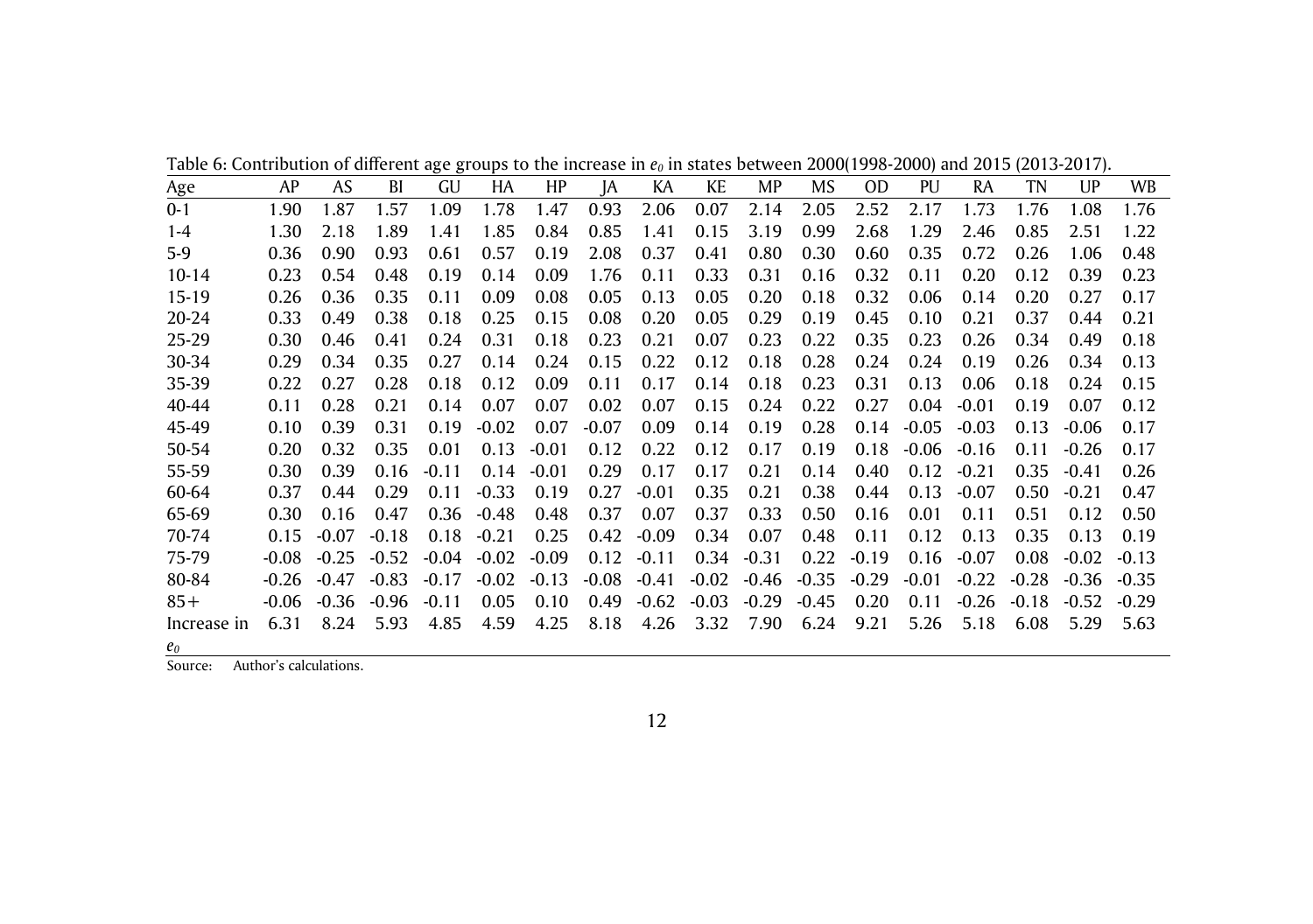Table 6: Contribution of different age groups to the increase in $e_0$ in states between 2000(1998-2000) and 2015 (2013-2017).

| Age | AP | AS | BI | GU | HA | HP | JA | KA | KE | MP | MS | OD | PU | RA | TN | UP | WB |
|---|---|---|---|---|---|---|---|---|---|---|---|---|---|---|---|---|---|
| 0-1 | 1.90 | 1.87 | 1.57 | 1.09 | 1.78 | 1.47 | 0.93 | 2.06 | 0.07 | 2.14 | 2.05 | 2.52 | 2.17 | 1.73 | 1.76 | 1.08 | 1.76 |
| 1-4 | 1.30 | 2.18 | 1.89 | 1.41 | 1.85 | 0.84 | 0.85 | 1.41 | 0.15 | 3.19 | 0.99 | 2.68 | 1.29 | 2.46 | 0.85 | 2.51 | 1.22 |
| 5-9 | 0.36 | 0.90 | 0.93 | 0.61 | 0.57 | 0.19 | 2.08 | 0.37 | 0.41 | 0.80 | 0.30 | 0.60 | 0.35 | 0.72 | 0.26 | 1.06 | 0.48 |
| 10-14 | 0.23 | 0.54 | 0.48 | 0.19 | 0.14 | 0.09 | 1.76 | 0.11 | 0.33 | 0.31 | 0.16 | 0.32 | 0.11 | 0.20 | 0.12 | 0.39 | 0.23 |
| 15-19 | 0.26 | 0.36 | 0.35 | 0.11 | 0.09 | 0.08 | 0.05 | 0.13 | 0.05 | 0.20 | 0.18 | 0.32 | 0.06 | 0.14 | 0.20 | 0.27 | 0.17 |
| 20-24 | 0.33 | 0.49 | 0.38 | 0.18 | 0.25 | 0.15 | 0.08 | 0.20 | 0.05 | 0.29 | 0.19 | 0.45 | 0.10 | 0.21 | 0.37 | 0.44 | 0.21 |
| 25-29 | 0.30 | 0.46 | 0.41 | 0.24 | 0.31 | 0.18 | 0.23 | 0.21 | 0.07 | 0.23 | 0.22 | 0.35 | 0.23 | 0.26 | 0.34 | 0.49 | 0.18 |
| 30-34 | 0.29 | 0.34 | 0.35 | 0.27 | 0.14 | 0.24 | 0.15 | 0.22 | 0.12 | 0.18 | 0.28 | 0.24 | 0.24 | 0.19 | 0.26 | 0.34 | 0.13 |
| 35-39 | 0.22 | 0.27 | 0.28 | 0.18 | 0.12 | 0.09 | 0.11 | 0.17 | 0.14 | 0.18 | 0.23 | 0.31 | 0.13 | 0.06 | 0.18 | 0.24 | 0.15 |
| 40-44 | 0.11 | 0.28 | 0.21 | 0.14 | 0.07 | 0.07 | 0.02 | 0.07 | 0.15 | 0.24 | 0.22 | 0.27 | 0.04 | -0.01 | 0.19 | 0.07 | 0.12 |
| 45-49 | 0.10 | 0.39 | 0.31 | 0.19 | -0.02 | 0.07 | -0.07 | 0.09 | 0.14 | 0.19 | 0.28 | 0.14 | -0.05 | -0.03 | 0.13 | -0.06 | 0.17 |
| 50-54 | 0.20 | 0.32 | 0.35 | 0.01 | 0.13 | -0.01 | 0.12 | 0.22 | 0.12 | 0.17 | 0.19 | 0.18 | -0.06 | -0.16 | 0.11 | -0.26 | 0.17 |
| 55-59 | 0.30 | 0.39 | 0.16 | -0.11 | 0.14 | -0.01 | 0.29 | 0.17 | 0.17 | 0.21 | 0.14 | 0.40 | 0.12 | -0.21 | 0.35 | -0.41 | 0.26 |
| 60-64 | 0.37 | 0.44 | 0.29 | 0.11 | -0.33 | 0.19 | 0.27 | -0.01 | 0.35 | 0.21 | 0.38 | 0.44 | 0.13 | -0.07 | 0.50 | -0.21 | 0.47 |
| 65-69 | 0.30 | 0.16 | 0.47 | 0.36 | -0.48 | 0.48 | 0.37 | 0.07 | 0.37 | 0.33 | 0.50 | 0.16 | 0.01 | 0.11 | 0.51 | 0.12 | 0.50 |
| 70-74 | 0.15 | -0.07 | -0.18 | 0.18 | -0.21 | 0.25 | 0.42 | -0.09 | 0.34 | 0.07 | 0.48 | 0.11 | 0.12 | 0.13 | 0.35 | 0.13 | 0.19 |
| 75-79 | -0.08 | -0.25 | -0.52 | -0.04 | -0.02 | -0.09 | 0.12 | -0.11 | 0.34 | -0.31 | 0.22 | -0.19 | 0.16 | -0.07 | 0.08 | -0.02 | -0.13 |
| 80-84 | -0.26 | -0.47 | -0.83 | -0.17 | -0.02 | -0.13 | -0.08 | -0.41 | -0.02 | -0.46 | -0.35 | -0.29 | -0.01 | -0.22 | -0.28 | -0.36 | -0.35 |
| 85+ | -0.06 | -0.36 | -0.96 | -0.11 | 0.05 | 0.10 | 0.49 | -0.62 | -0.03 | -0.29 | -0.45 | 0.20 | 0.11 | -0.26 | -0.18 | -0.52 | -0.29 |
| Increase in $e_0$ | 6.31 | 8.24 | 5.93 | 4.85 | 4.59 | 4.25 | 8.18 | 4.26 | 3.32 | 7.90 | 6.24 | 9.21 | 5.26 | 5.18 | 6.08 | 5.29 | 5.63 |

Source: Author's calculations.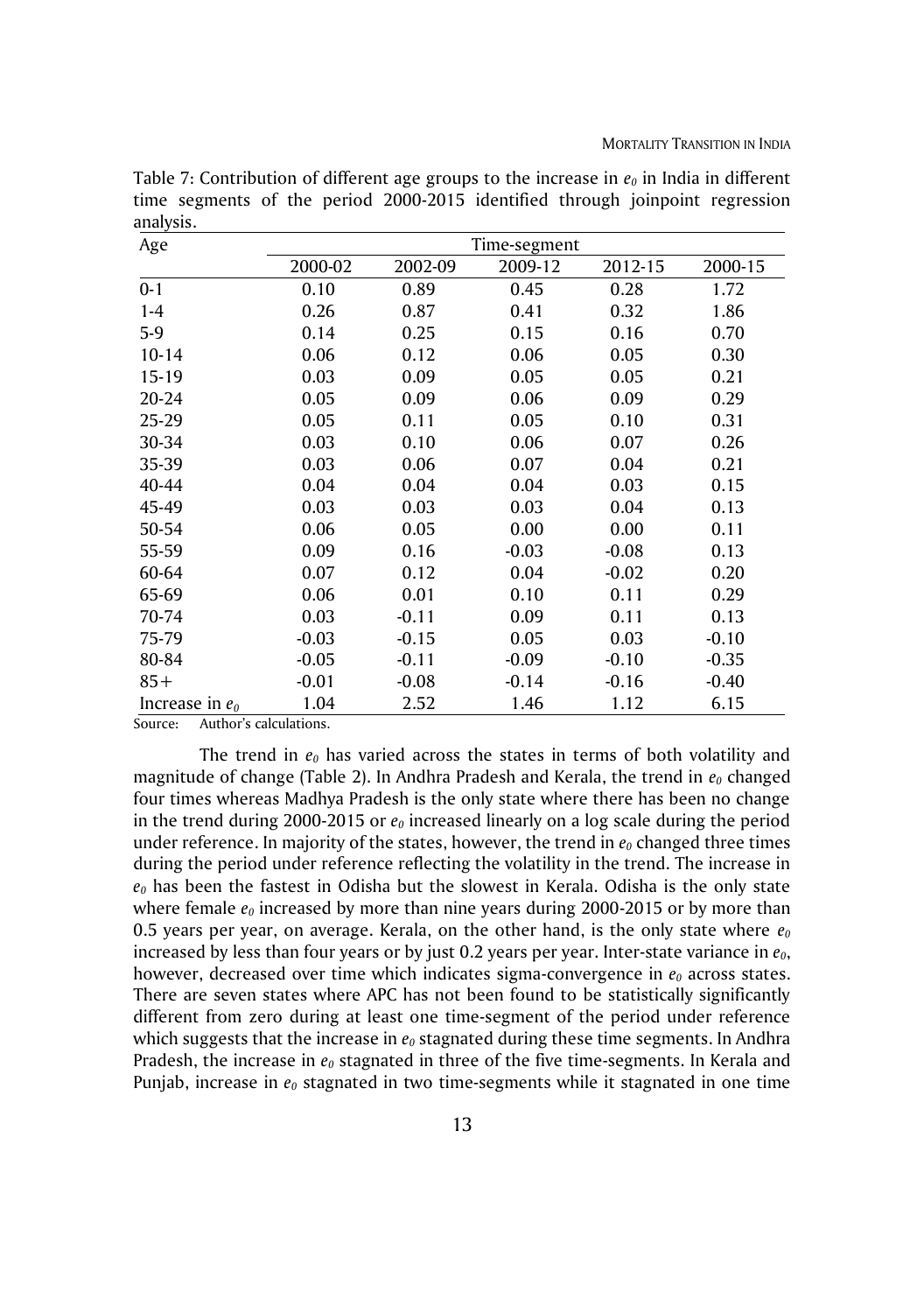Table 7: Contribution of different age groups to the increase in $e_0$ in India in different time segments of the period 2000-2015 identified through joinpoint regression analysis.

| Age | Time-segment | | | | |
|---|---|---|---|---|---|
| | 2000-02 | 2002-09 | 2009-12 | 2012-15 | 2000-15 |
| 0-1 | 0.10 | 0.89 | 0.45 | 0.28 | 1.72 |
| 1-4 | 0.26 | 0.87 | 0.41 | 0.32 | 1.86 |
| 5-9 | 0.14 | 0.25 | 0.15 | 0.16 | 0.70 |
| 10-14 | 0.06 | 0.12 | 0.06 | 0.05 | 0.30 |
| 15-19 | 0.03 | 0.09 | 0.05 | 0.05 | 0.21 |
| 20-24 | 0.05 | 0.09 | 0.06 | 0.09 | 0.29 |
| 25-29 | 0.05 | 0.11 | 0.05 | 0.10 | 0.31 |
| 30-34 | 0.03 | 0.10 | 0.06 | 0.07 | 0.26 |
| 35-39 | 0.03 | 0.06 | 0.07 | 0.04 | 0.21 |
| 40-44 | 0.04 | 0.04 | 0.04 | 0.03 | 0.15 |
| 45-49 | 0.03 | 0.03 | 0.03 | 0.04 | 0.13 |
| 50-54 | 0.06 | 0.05 | 0.00 | 0.00 | 0.11 |
| 55-59 | 0.09 | 0.16 | -0.03 | -0.08 | 0.13 |
| 60-64 | 0.07 | 0.12 | 0.04 | -0.02 | 0.20 |
| 65-69 | 0.06 | 0.01 | 0.10 | 0.11 | 0.29 |
| 70-74 | 0.03 | -0.11 | 0.09 | 0.11 | 0.13 |
| 75-79 | -0.03 | -0.15 | 0.05 | 0.03 | -0.10 |
| 80-84 | -0.05 | -0.11 | -0.09 | -0.10 | -0.35 |
| 85+ | -0.01 | -0.08 | -0.14 | -0.16 | -0.40 |
| Increase in $e_0$ | 1.04 | 2.52 | 1.46 | 1.12 | 6.15 |

Source: Author's calculations.

The trend in $e_0$ has varied across the states in terms of both volatility and magnitude of change (Table 2). In Andhra Pradesh and Kerala, the trend in $e_0$ changed four times whereas Madhya Pradesh is the only state where there has been no change in the trend during 2000-2015 or $e_0$ increased linearly on a log scale during the period under reference. In majority of the states, however, the trend in $e_0$ changed three times during the period under reference reflecting the volatility in the trend. The increase in $e_0$ has been the fastest in Odisha but the slowest in Kerala. Odisha is the only state where female $e_0$ increased by more than nine years during 2000-2015 or by more than 0.5 years per year, on average. Kerala, on the other hand, is the only state where $e_0$ increased by less than four years or by just 0.2 years per year. Inter-state variance in $e_0$, however, decreased over time which indicates sigma-convergence in $e_0$ across states. There are seven states where APC has not been found to be statistically significantly different from zero during at least one time-segment of the period under reference which suggests that the increase in $e_0$ stagnated during these time segments. In Andhra Pradesh, the increase in $e_0$ stagnated in three of the five time-segments. In Kerala and Punjab, increase in $e_0$ stagnated in two time-segments while it stagnated in one time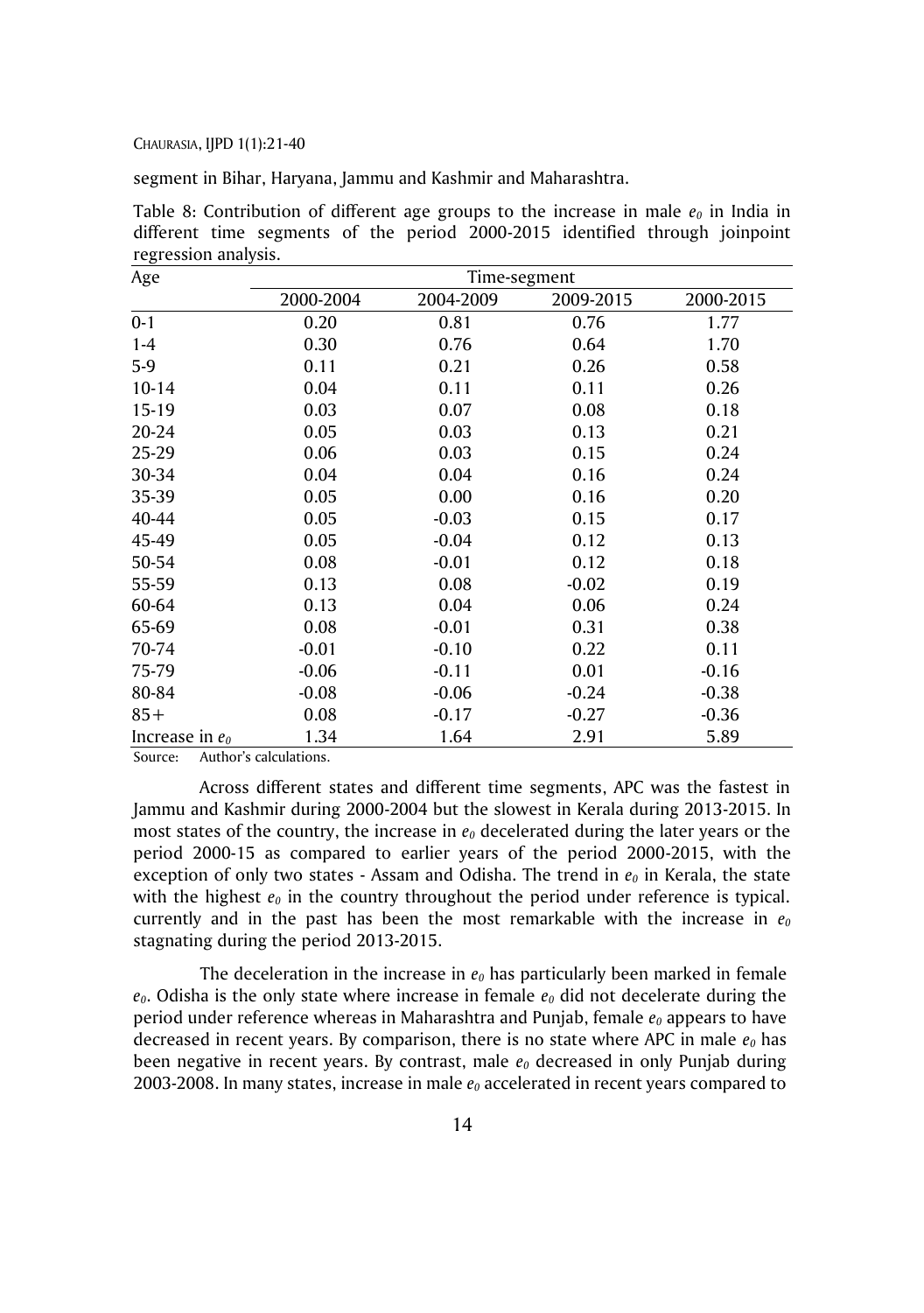segment in Bihar, Haryana, Jammu and Kashmir and Maharashtra.

Table 8: Contribution of different age groups to the increase in male $e_0$ in India in different time segments of the period 2000-2015 identified through joinpoint regression analysis.

| Age | Time-segment | | | |
|---|---|---|---|---|
| | 2000-2004 | 2004-2009 | 2009-2015 | 2000-2015 |
| 0-1 | 0.20 | 0.81 | 0.76 | 1.77 |
| 1-4 | 0.30 | 0.76 | 0.64 | 1.70 |
| 5-9 | 0.11 | 0.21 | 0.26 | 0.58 |
| 10-14 | 0.04 | 0.11 | 0.11 | 0.26 |
| 15-19 | 0.03 | 0.07 | 0.08 | 0.18 |
| 20-24 | 0.05 | 0.03 | 0.13 | 0.21 |
| 25-29 | 0.06 | 0.03 | 0.15 | 0.24 |
| 30-34 | 0.04 | 0.04 | 0.16 | 0.24 |
| 35-39 | 0.05 | 0.00 | 0.16 | 0.20 |
| 40-44 | 0.05 | -0.03 | 0.15 | 0.17 |
| 45-49 | 0.05 | -0.04 | 0.12 | 0.13 |
| 50-54 | 0.08 | -0.01 | 0.12 | 0.18 |
| 55-59 | 0.13 | 0.08 | -0.02 | 0.19 |
| 60-64 | 0.13 | 0.04 | 0.06 | 0.24 |
| 65-69 | 0.08 | -0.01 | 0.31 | 0.38 |
| 70-74 | -0.01 | -0.10 | 0.22 | 0.11 |
| 75-79 | -0.06 | -0.11 | 0.01 | -0.16 |
| 80-84 | -0.08 | -0.06 | -0.24 | -0.38 |
| 85+ | 0.08 | -0.17 | -0.27 | -0.36 |
| Increase in $e_0$ | 1.34 | 1.64 | 2.91 | 5.89 |

Source: Author's calculations.

Across different states and different time segments, APC was the fastest in Jammu and Kashmir during 2000-2004 but the slowest in Kerala during 2013-2015. In most states of the country, the increase in $e_0$ decelerated during the later years or the period 2000-15 as compared to earlier years of the period 2000-2015, with the exception of only two states - Assam and Odisha. The trend in $e_0$ in Kerala, the state with the highest $e_0$ in the country throughout the period under reference is typical. currently and in the past has been the most remarkable with the increase in $e_0$ stagnating during the period 2013-2015.

The deceleration in the increase in $e_0$ has particularly been marked in female $e_0$. Odisha is the only state where increase in female $e_0$ did not decelerate during the period under reference whereas in Maharashtra and Punjab, female $e_0$ appears to have decreased in recent years. By comparison, there is no state where APC in male $e_0$ has been negative in recent years. By contrast, male $e_0$ decreased in only Punjab during 2003-2008. In many states, increase in male $e_0$ accelerated in recent years compared to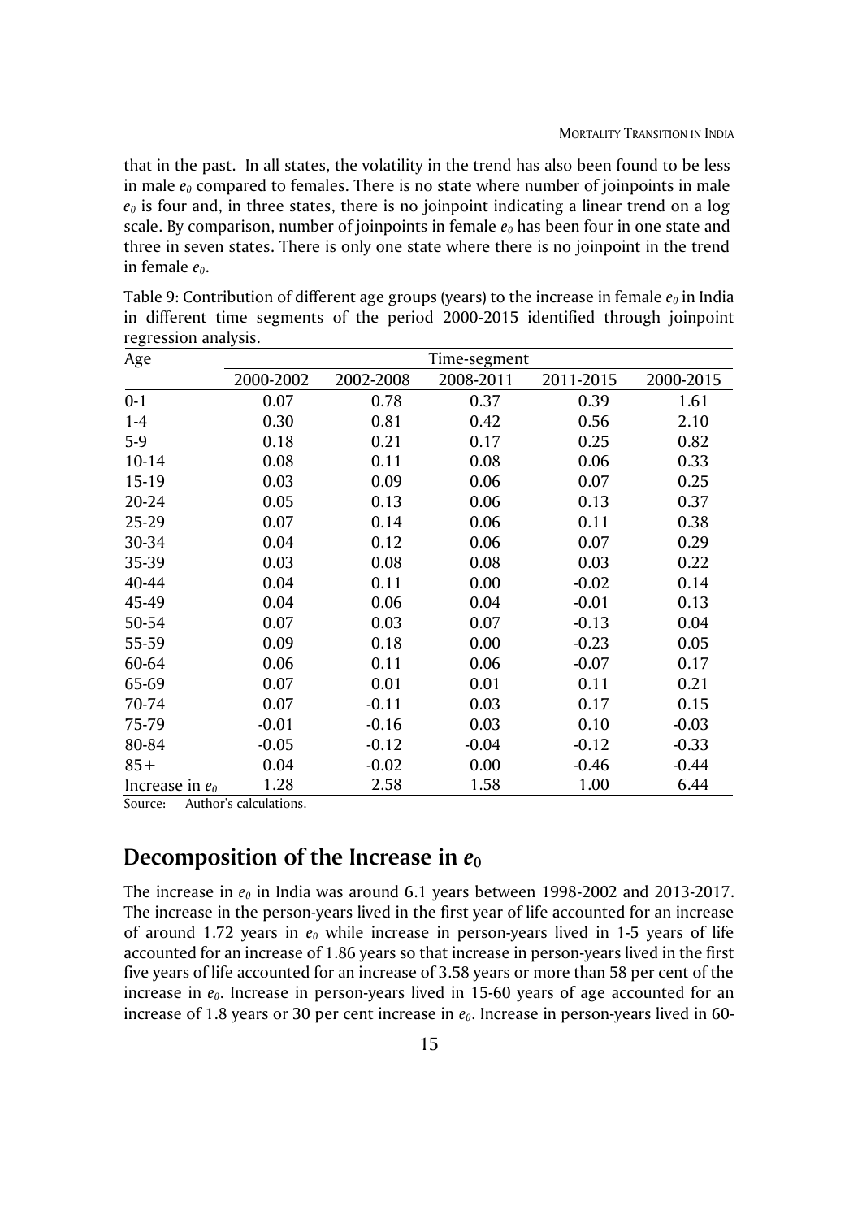that in the past. In all states, the volatility in the trend has also been found to be less in male $e_0$ compared to females. There is no state where number of joinpoints in male $e_0$ is four and, in three states, there is no joinpoint indicating a linear trend on a log scale. By comparison, number of joinpoints in female $e_0$ has been four in one state and three in seven states. There is only one state where there is no joinpoint in the trend in female $e_0$.

Table 9: Contribution of different age groups (years) to the increase in female $e_0$ in India in different time segments of the period 2000-2015 identified through joinpoint regression analysis.

| Age | Time-segment | | | | |
|---|---|---|---|---|---|
| | 2000-2002 | 2002-2008 | 2008-2011 | 2011-2015 | 2000-2015 |
| 0-1 | 0.07 | 0.78 | 0.37 | 0.39 | 1.61 |
| 1-4 | 0.30 | 0.81 | 0.42 | 0.56 | 2.10 |
| 5-9 | 0.18 | 0.21 | 0.17 | 0.25 | 0.82 |
| 10-14 | 0.08 | 0.11 | 0.08 | 0.06 | 0.33 |
| 15-19 | 0.03 | 0.09 | 0.06 | 0.07 | 0.25 |
| 20-24 | 0.05 | 0.13 | 0.06 | 0.13 | 0.37 |
| 25-29 | 0.07 | 0.14 | 0.06 | 0.11 | 0.38 |
| 30-34 | 0.04 | 0.12 | 0.06 | 0.07 | 0.29 |
| 35-39 | 0.03 | 0.08 | 0.08 | 0.03 | 0.22 |
| 40-44 | 0.04 | 0.11 | 0.00 | -0.02 | 0.14 |
| 45-49 | 0.04 | 0.06 | 0.04 | -0.01 | 0.13 |
| 50-54 | 0.07 | 0.03 | 0.07 | -0.13 | 0.04 |
| 55-59 | 0.09 | 0.18 | 0.00 | -0.23 | 0.05 |
| 60-64 | 0.06 | 0.11 | 0.06 | -0.07 | 0.17 |
| 65-69 | 0.07 | 0.01 | 0.01 | 0.11 | 0.21 |
| 70-74 | 0.07 | -0.11 | 0.03 | 0.17 | 0.15 |
| 75-79 | -0.01 | -0.16 | 0.03 | 0.10 | -0.03 |
| 80-84 | -0.05 | -0.12 | -0.04 | -0.12 | -0.33 |
| 85+ | 0.04 | -0.02 | 0.00 | -0.46 | -0.44 |
| Increase in $e_0$ | 1.28 | 2.58 | 1.58 | 1.00 | 6.44 |

Source: Author's calculations.

## Decomposition of the Increase in $e_0$

The increase in $e_0$ in India was around 6.1 years between 1998-2002 and 2013-2017. The increase in the person-years lived in the first year of life accounted for an increase of around 1.72 years in $e_0$ while increase in person-years lived in 1-5 years of life accounted for an increase of 1.86 years so that increase in person-years lived in the first five years of life accounted for an increase of 3.58 years or more than 58 per cent of the increase in $e_0$. Increase in person-years lived in 15-60 years of age accounted for an increase of 1.8 years or 30 per cent increase in $e_0$. Increase in person-years lived in 60-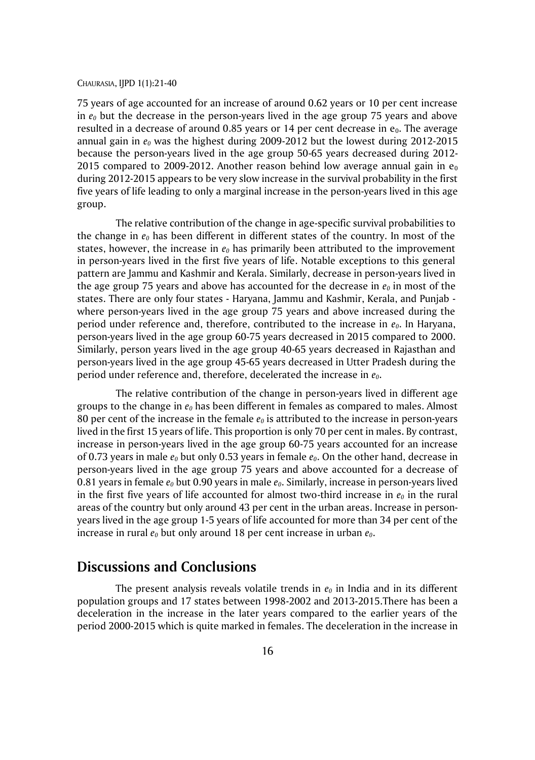75 years of age accounted for an increase of around 0.62 years or 10 per cent increase in $e_0$ but the decrease in the person-years lived in the age group 75 years and above resulted in a decrease of around 0.85 years or 14 per cent decrease in $e_0$. The average annual gain in $e_0$ was the highest during 2009-2012 but the lowest during 2012-2015 because the person-years lived in the age group 50-65 years decreased during 2012-2015 compared to 2009-2012. Another reason behind low average annual gain in $e_0$ during 2012-2015 appears to be very slow increase in the survival probability in the first five years of life leading to only a marginal increase in the person-years lived in this age group.

The relative contribution of the change in age-specific survival probabilities to the change in $e_0$ has been different in different states of the country. In most of the states, however, the increase in $e_0$ has primarily been attributed to the improvement in person-years lived in the first five years of life. Notable exceptions to this general pattern are Jammu and Kashmir and Kerala. Similarly, decrease in person-years lived in the age group 75 years and above has accounted for the decrease in $e_0$ in most of the states. There are only four states - Haryana, Jammu and Kashmir, Kerala, and Punjab - where person-years lived in the age group 75 years and above increased during the period under reference and, therefore, contributed to the increase in $e_0$. In Haryana, person-years lived in the age group 60-75 years decreased in 2015 compared to 2000. Similarly, person years lived in the age group 40-65 years decreased in Rajasthan and person-years lived in the age group 45-65 years decreased in Utter Pradesh during the period under reference and, therefore, decelerated the increase in $e_0$.

The relative contribution of the change in person-years lived in different age groups to the change in $e_0$ has been different in females as compared to males. Almost 80 per cent of the increase in the female $e_0$ is attributed to the increase in person-years lived in the first 15 years of life. This proportion is only 70 per cent in males. By contrast, increase in person-years lived in the age group 60-75 years accounted for an increase of 0.73 years in male $e_0$ but only 0.53 years in female $e_0$. On the other hand, decrease in person-years lived in the age group 75 years and above accounted for a decrease of 0.81 years in female $e_0$ but 0.90 years in male $e_0$. Similarly, increase in person-years lived in the first five years of life accounted for almost two-third increase in $e_0$ in the rural areas of the country but only around 43 per cent in the urban areas. Increase in person-years lived in the age group 1-5 years of life accounted for more than 34 per cent of the increase in rural $e_0$ but only around 18 per cent increase in urban $e_0$.

## Discussions and Conclusions

The present analysis reveals volatile trends in $e_0$ in India and in its different population groups and 17 states between 1998-2002 and 2013-2015.There has been a deceleration in the increase in the later years compared to the earlier years of the period 2000-2015 which is quite marked in females. The deceleration in the increase in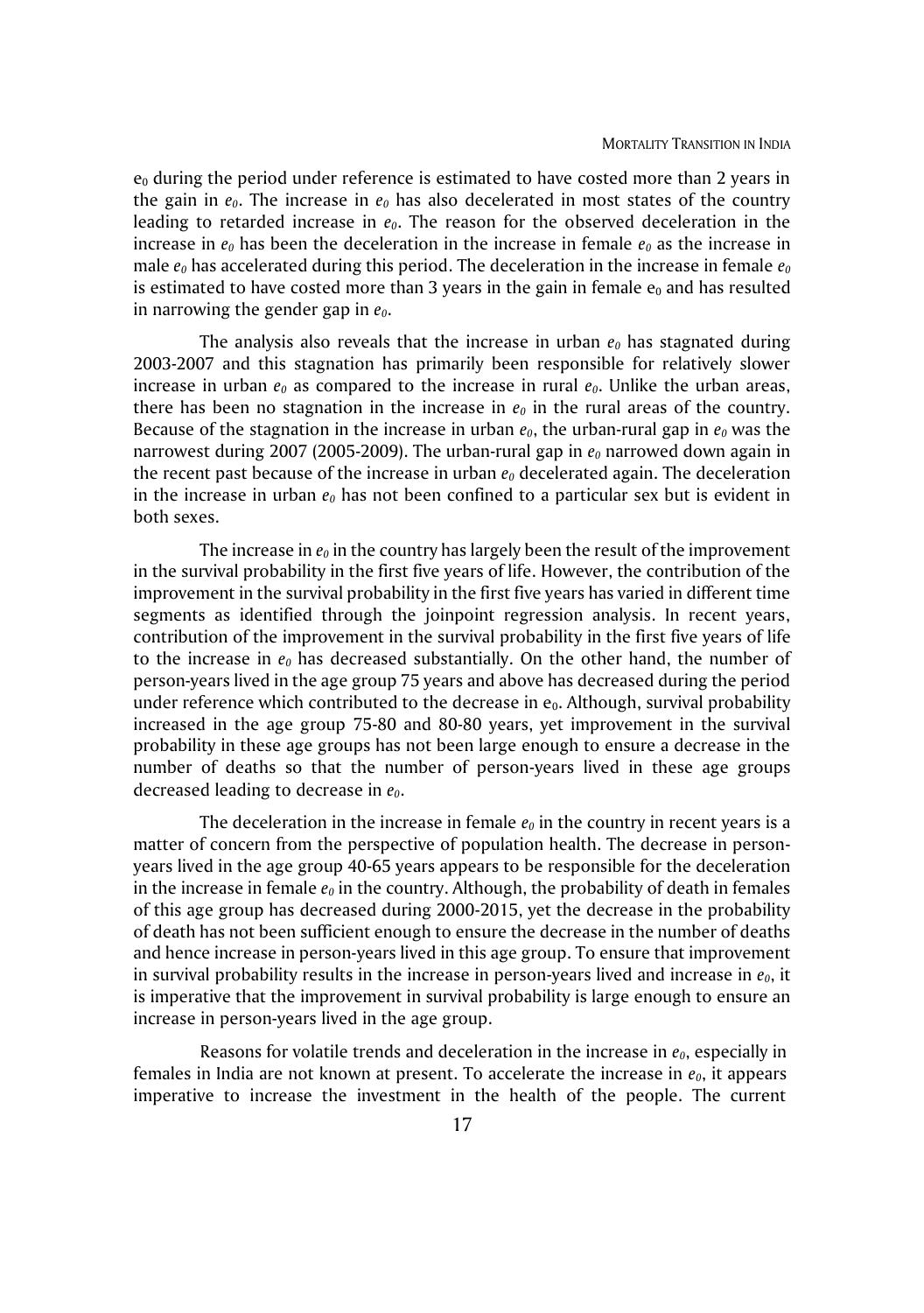$e_0$ during the period under reference is estimated to have costed more than 2 years in the gain in $e_0$. The increase in $e_0$ has also decelerated in most states of the country leading to retarded increase in $e_0$. The reason for the observed deceleration in the increase in $e_0$ has been the deceleration in the increase in female $e_0$ as the increase in male $e_0$ has accelerated during this period. The deceleration in the increase in female $e_0$ is estimated to have costed more than 3 years in the gain in female $e_0$ and has resulted in narrowing the gender gap in $e_0$.

The analysis also reveals that the increase in urban $e_0$ has stagnated during 2003-2007 and this stagnation has primarily been responsible for relatively slower increase in urban $e_0$ as compared to the increase in rural $e_0$. Unlike the urban areas, there has been no stagnation in the increase in $e_0$ in the rural areas of the country. Because of the stagnation in the increase in urban $e_0$, the urban-rural gap in $e_0$ was the narrowest during 2007 (2005-2009). The urban-rural gap in $e_0$ narrowed down again in the recent past because of the increase in urban $e_0$ decelerated again. The deceleration in the increase in urban $e_0$ has not been confined to a particular sex but is evident in both sexes.

The increase in $e_0$ in the country has largely been the result of the improvement in the survival probability in the first five years of life. However, the contribution of the improvement in the survival probability in the first five years has varied in different time segments as identified through the joinpoint regression analysis. In recent years, contribution of the improvement in the survival probability in the first five years of life to the increase in $e_0$ has decreased substantially. On the other hand, the number of person-years lived in the age group 75 years and above has decreased during the period under reference which contributed to the decrease in $e_0$. Although, survival probability increased in the age group 75-80 and 80-80 years, yet improvement in the survival probability in these age groups has not been large enough to ensure a decrease in the number of deaths so that the number of person-years lived in these age groups decreased leading to decrease in $e_0$.

The deceleration in the increase in female $e_0$ in the country in recent years is a matter of concern from the perspective of population health. The decrease in person-years lived in the age group 40-65 years appears to be responsible for the deceleration in the increase in female $e_0$ in the country. Although, the probability of death in females of this age group has decreased during 2000-2015, yet the decrease in the probability of death has not been sufficient enough to ensure the decrease in the number of deaths and hence increase in person-years lived in this age group. To ensure that improvement in survival probability results in the increase in person-years lived and increase in $e_0$, it is imperative that the improvement in survival probability is large enough to ensure an increase in person-years lived in the age group.

Reasons for volatile trends and deceleration in the increase in $e_0$, especially in females in India are not known at present. To accelerate the increase in $e_0$, it appears imperative to increase the investment in the health of the people. The current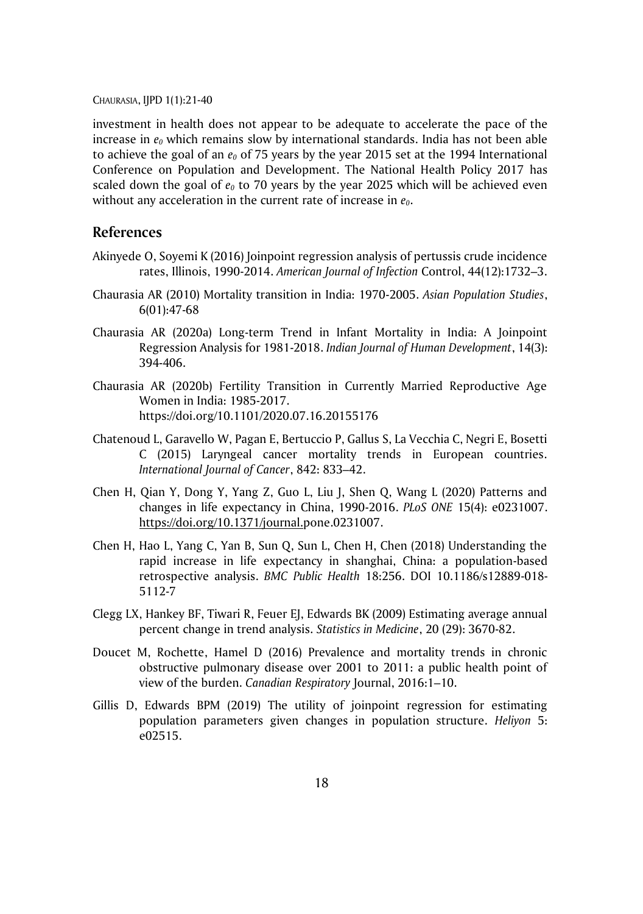investment in health does not appear to be adequate to accelerate the pace of the increase in $e_0$ which remains slow by international standards. India has not been able to achieve the goal of an $e_0$ of 75 years by the year 2015 set at the 1994 International Conference on Population and Development. The National Health Policy 2017 has scaled down the goal of $e_0$ to 70 years by the year 2025 which will be achieved even without any acceleration in the current rate of increase in $e_0$.

## References

Akinyede O, Soyemi K (2016) Joinpoint regression analysis of pertussis crude incidence rates, Illinois, 1990-2014. *American Journal of Infection* Control, 44(12):1732–3.

Chaurasia AR (2010) Mortality transition in India: 1970-2005. *Asian Population Studies*, 6(01):47-68

Chaurasia AR (2020a) Long-term Trend in Infant Mortality in India: A Joinpoint Regression Analysis for 1981-2018. *Indian Journal of Human Development*, 14(3): 394-406.

Chaurasia AR (2020b) Fertility Transition in Currently Married Reproductive Age Women in India: 1985-2017. https://doi.org/10.1101/2020.07.16.20155176

Chatenoud L, Garavello W, Pagan E, Bertuccio P, Gallus S, La Vecchia C, Negri E, Bosetti C (2015) Laryngeal cancer mortality trends in European countries. *International Journal of Cancer*, 842: 833–42.

Chen H, Qian Y, Dong Y, Yang Z, Guo L, Liu J, Shen Q, Wang L (2020) Patterns and changes in life expectancy in China, 1990-2016. *PLoS ONE* 15(4): e0231007. https://doi.org/10.1371/journal.pone.0231007.

Chen H, Hao L, Yang C, Yan B, Sun Q, Sun L, Chen H, Chen (2018) Understanding the rapid increase in life expectancy in shanghai, China: a population-based retrospective analysis. *BMC Public Health* 18:256. DOI 10.1186/s12889-018-5112-7

Clegg LX, Hankey BF, Tiwari R, Feuer EJ, Edwards BK (2009) Estimating average annual percent change in trend analysis. *Statistics in Medicine*, 20 (29): 3670-82.

Doucet M, Rochette, Hamel D (2016) Prevalence and mortality trends in chronic obstructive pulmonary disease over 2001 to 2011: a public health point of view of the burden. *Canadian Respiratory* Journal, 2016:1–10.

Gillis D, Edwards BPM (2019) The utility of joinpoint regression for estimating population parameters given changes in population structure. *Heliyon* 5: e02515.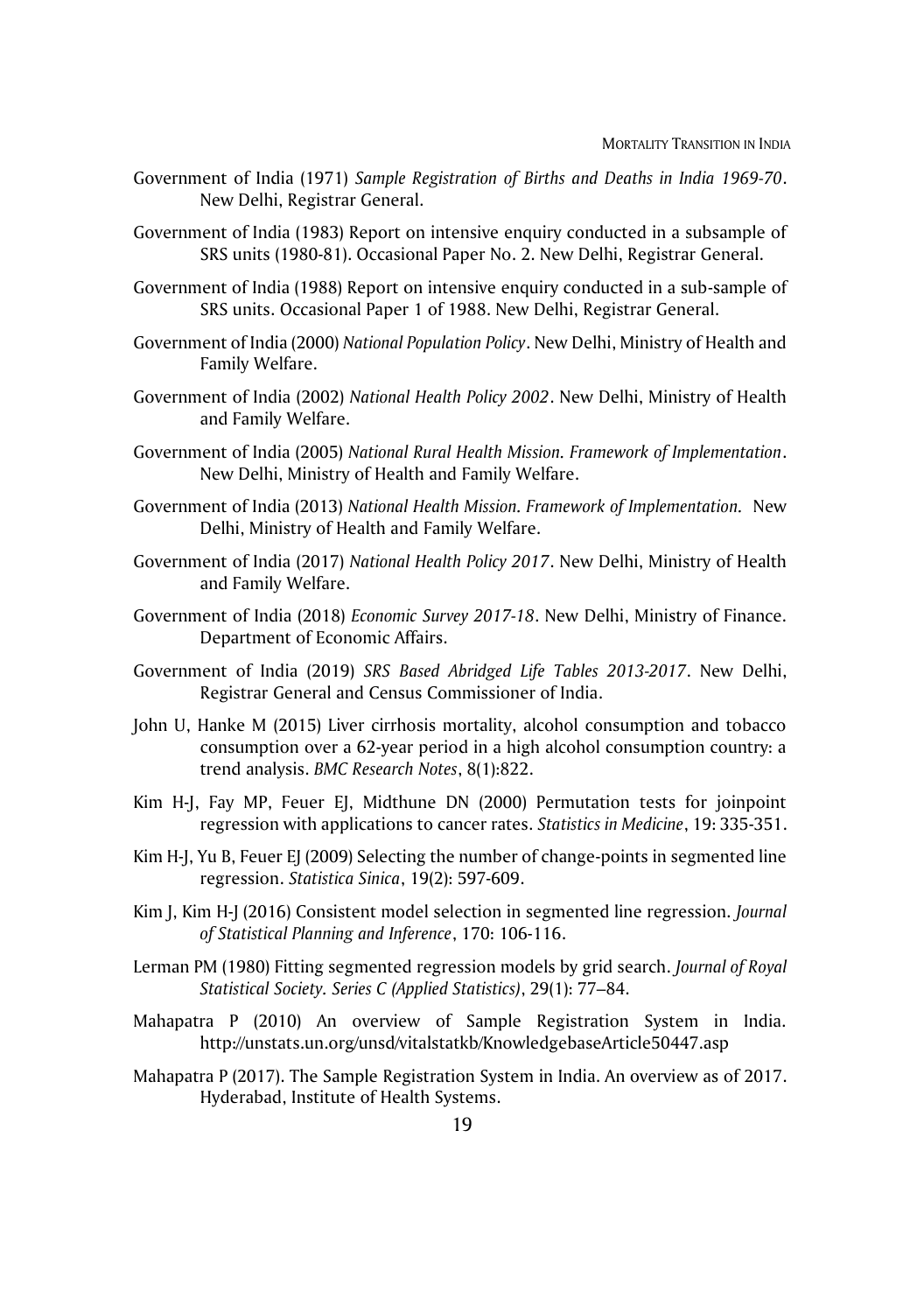Government of India (1971) *Sample Registration of Births and Deaths in India 1969-70*. New Delhi, Registrar General.

Government of India (1983) Report on intensive enquiry conducted in a subsample of SRS units (1980-81). Occasional Paper No. 2. New Delhi, Registrar General.

Government of India (1988) Report on intensive enquiry conducted in a sub-sample of SRS units. Occasional Paper 1 of 1988. New Delhi, Registrar General.

Government of India (2000) *National Population Policy*. New Delhi, Ministry of Health and Family Welfare.

Government of India (2002) *National Health Policy 2002*. New Delhi, Ministry of Health and Family Welfare.

Government of India (2005) *National Rural Health Mission. Framework of Implementation*. New Delhi, Ministry of Health and Family Welfare.

Government of India (2013) *National Health Mission. Framework of Implementation.* New Delhi, Ministry of Health and Family Welfare.

Government of India (2017) *National Health Policy 2017*. New Delhi, Ministry of Health and Family Welfare.

Government of India (2018) *Economic Survey 2017-18*. New Delhi, Ministry of Finance. Department of Economic Affairs.

Government of India (2019) *SRS Based Abridged Life Tables 2013-2017*. New Delhi, Registrar General and Census Commissioner of India.

John U, Hanke M (2015) Liver cirrhosis mortality, alcohol consumption and tobacco consumption over a 62-year period in a high alcohol consumption country: a trend analysis. *BMC Research Notes*, 8(1):822.

Kim H-J, Fay MP, Feuer EJ, Midthune DN (2000) Permutation tests for joinpoint regression with applications to cancer rates. *Statistics in Medicine*, 19: 335-351.

Kim H-J, Yu B, Feuer EJ (2009) Selecting the number of change-points in segmented line regression. *Statistica Sinica*, 19(2): 597-609.

Kim J, Kim H-J (2016) Consistent model selection in segmented line regression. *Journal of Statistical Planning and Inference*, 170: 106-116.

Lerman PM (1980) Fitting segmented regression models by grid search. *Journal of Royal Statistical Society. Series C (Applied Statistics)*, 29(1): 77–84.

Mahapatra P (2010) An overview of Sample Registration System in India. http://unstats.un.org/unsd/vitalstatkb/KnowledgebaseArticle50447.asp

Mahapatra P (2017). The Sample Registration System in India. An overview as of 2017. Hyderabad, Institute of Health Systems.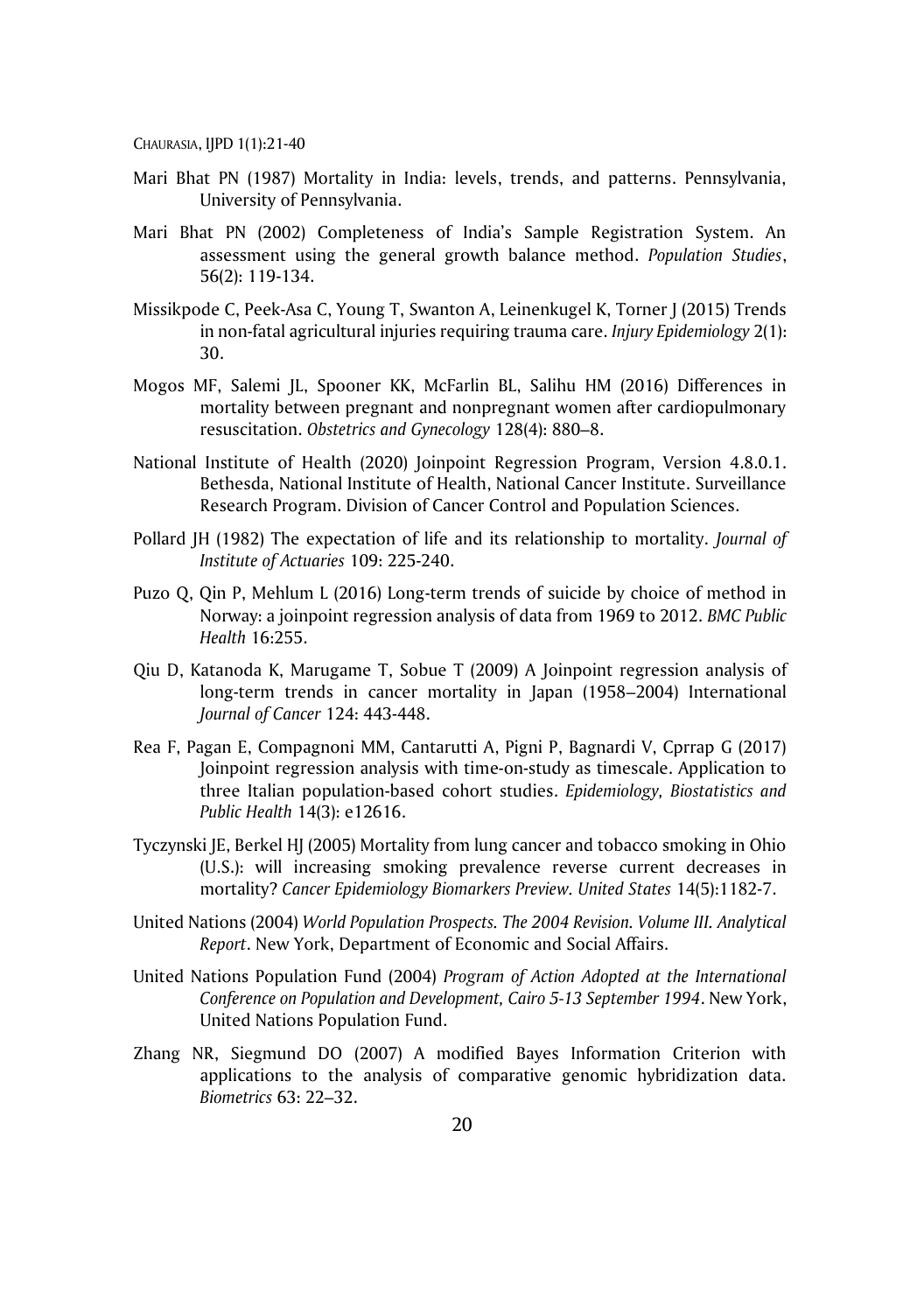Mari Bhat PN (1987) Mortality in India: levels, trends, and patterns. Pennsylvania, University of Pennsylvania.

Mari Bhat PN (2002) Completeness of India's Sample Registration System. An assessment using the general growth balance method. *Population Studies*, 56(2): 119-134.

Missikpode C, Peek-Asa C, Young T, Swanton A, Leinenkugel K, Torner J (2015) Trends in non-fatal agricultural injuries requiring trauma care. *Injury Epidemiology* 2(1): 30.

Mogos MF, Salemi JL, Spooner KK, McFarlin BL, Salihu HM (2016) Differences in mortality between pregnant and nonpregnant women after cardiopulmonary resuscitation. *Obstetrics and Gynecology* 128(4): 880–8.

National Institute of Health (2020) Joinpoint Regression Program, Version 4.8.0.1. Bethesda, National Institute of Health, National Cancer Institute. Surveillance Research Program. Division of Cancer Control and Population Sciences.

Pollard JH (1982) The expectation of life and its relationship to mortality. *Journal of Institute of Actuaries* 109: 225-240.

Puzo Q, Qin P, Mehlum L (2016) Long-term trends of suicide by choice of method in Norway: a joinpoint regression analysis of data from 1969 to 2012. *BMC Public Health* 16:255.

Qiu D, Katanoda K, Marugame T, Sobue T (2009) A Joinpoint regression analysis of long-term trends in cancer mortality in Japan (1958–2004) International *Journal of Cancer* 124: 443-448.

Rea F, Pagan E, Compagnoni MM, Cantarutti A, Pigni P, Bagnardi V, Cprrap G (2017) Joinpoint regression analysis with time-on-study as timescale. Application to three Italian population-based cohort studies. *Epidemiology, Biostatistics and Public Health* 14(3): e12616.

Tyczynski JE, Berkel HJ (2005) Mortality from lung cancer and tobacco smoking in Ohio (U.S.): will increasing smoking prevalence reverse current decreases in mortality? *Cancer Epidemiology Biomarkers Preview. United States* 14(5):1182-7.

United Nations (2004) *World Population Prospects. The 2004 Revision. Volume III. Analytical Report*. New York, Department of Economic and Social Affairs.

United Nations Population Fund (2004) *Program of Action Adopted at the International Conference on Population and Development, Cairo 5-13 September 1994*. New York, United Nations Population Fund.

Zhang NR, Siegmund DO (2007) A modified Bayes Information Criterion with applications to the analysis of comparative genomic hybridization data. *Biometrics* 63: 22–32.